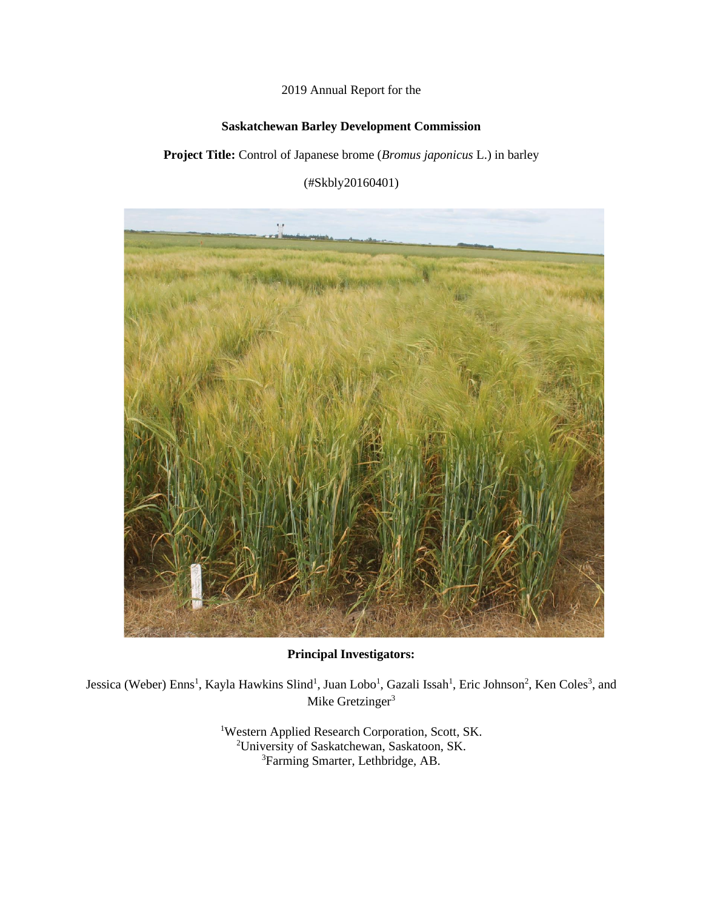2019 Annual Report for the

**Saskatchewan Barley Development Commission**

**Project Title:** Control of Japanese brome (*Bromus japonicus* L.) in barley

(#Skbly20160401)

**Principal Investigators:**

Jessica (Weber) Enns[1], Kayla Hawkins Slind[1], Juan Lobo[1], Gazali Issah[1], Eric Johnson[2], Ken Coles[3], and Mike Gretzinger[3]

[1]Western Applied Research Corporation, Scott, SK.
[2]University of Saskatchewan, Saskatoon, SK.
[3]Farming Smarter, Lethbridge, AB.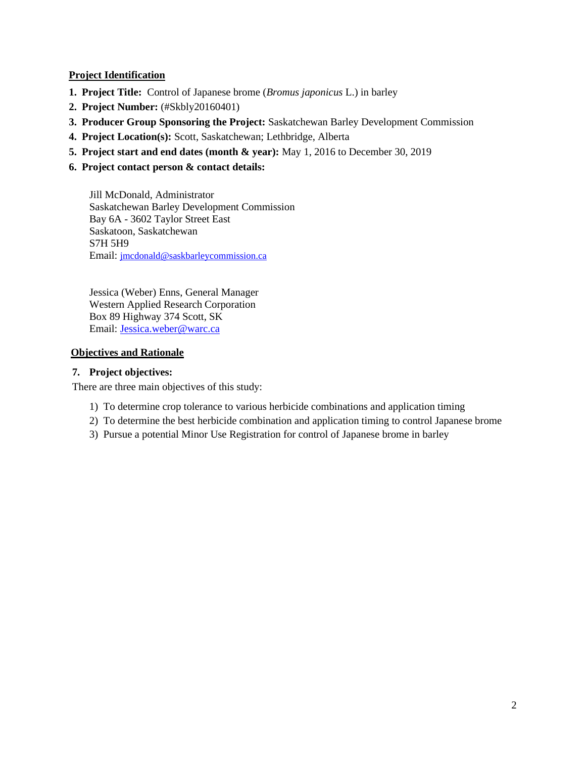## Project Identification

1. **Project Title:** Control of Japanese brome (*Bromus japonicus* L.) in barley
2. **Project Number:** (#Skbly20160401)
3. **Producer Group Sponsoring the Project:** Saskatchewan Barley Development Commission
4. **Project Location(s):** Scott, Saskatchewan; Lethbridge, Alberta
5. **Project start and end dates (month & year):** May 1, 2016 to December 30, 2019
6. **Project contact person & contact details:**

Jill McDonald, Administrator
Saskatchewan Barley Development Commission
Bay 6A - 3602 Taylor Street East
Saskatoon, Saskatchewan
S7H 5H9
Email: jmcdonald@saskbarleycommission.ca

Jessica (Weber) Enns, General Manager
Western Applied Research Corporation
Box 89 Highway 374 Scott, SK
Email: Jessica.weber@warc.ca

## Objectives and Rationale

7. **Project objectives:**

There are three main objectives of this study:

1) To determine crop tolerance to various herbicide combinations and application timing
2) To determine the best herbicide combination and application timing to control Japanese brome
3) Pursue a potential Minor Use Registration for control of Japanese brome in barley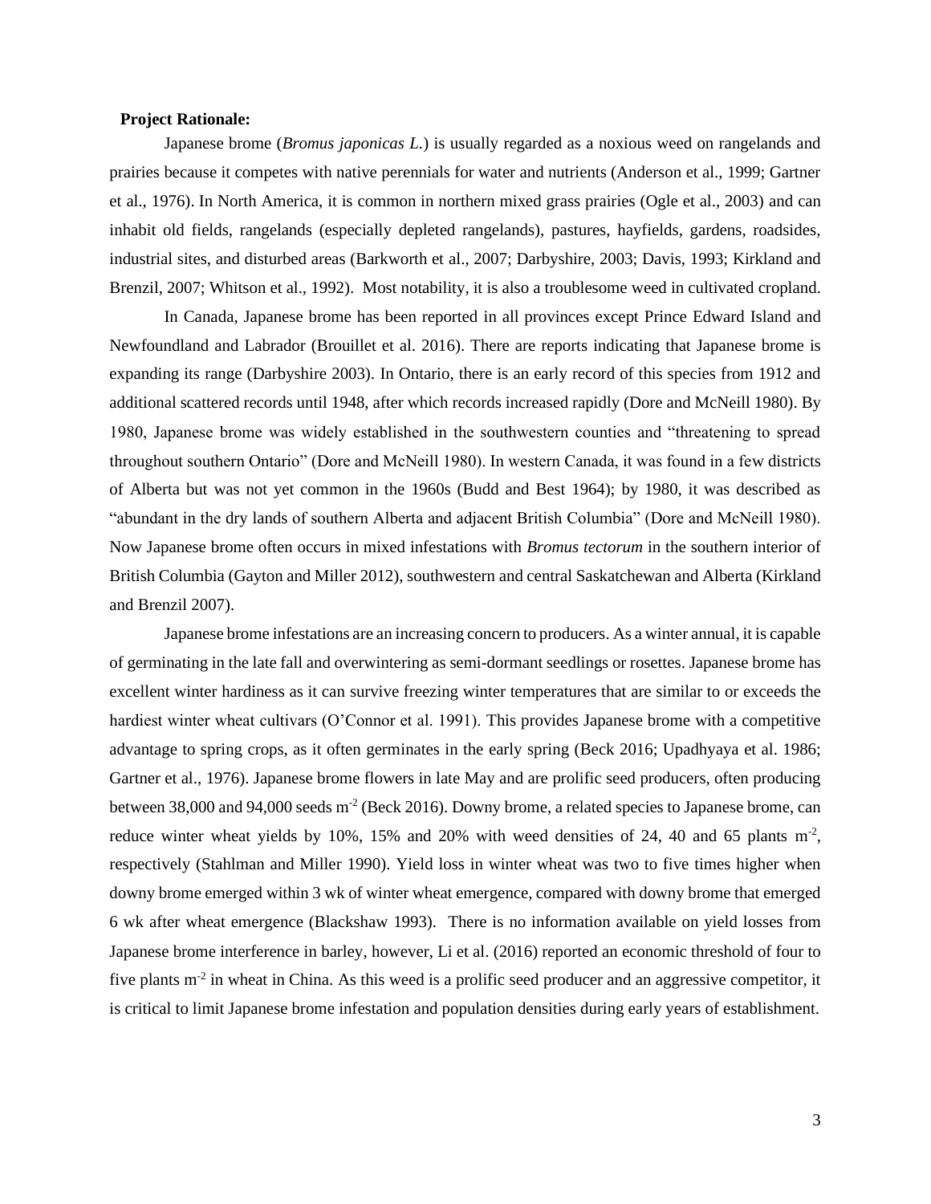**Project Rationale:**

Japanese brome (*Bromus japonicas L.*) is usually regarded as a noxious weed on rangelands and prairies because it competes with native perennials for water and nutrients (Anderson et al., 1999; Gartner et al., 1976). In North America, it is common in northern mixed grass prairies (Ogle et al., 2003) and can inhabit old fields, rangelands (especially depleted rangelands), pastures, hayfields, gardens, roadsides, industrial sites, and disturbed areas (Barkworth et al., 2007; Darbyshire, 2003; Davis, 1993; Kirkland and Brenzil, 2007; Whitson et al., 1992). Most notability, it is also a troublesome weed in cultivated cropland.

In Canada, Japanese brome has been reported in all provinces except Prince Edward Island and Newfoundland and Labrador (Brouillet et al. 2016). There are reports indicating that Japanese brome is expanding its range (Darbyshire 2003). In Ontario, there is an early record of this species from 1912 and additional scattered records until 1948, after which records increased rapidly (Dore and McNeill 1980). By 1980, Japanese brome was widely established in the southwestern counties and "threatening to spread throughout southern Ontario" (Dore and McNeill 1980). In western Canada, it was found in a few districts of Alberta but was not yet common in the 1960s (Budd and Best 1964); by 1980, it was described as "abundant in the dry lands of southern Alberta and adjacent British Columbia" (Dore and McNeill 1980). Now Japanese brome often occurs in mixed infestations with *Bromus tectorum* in the southern interior of British Columbia (Gayton and Miller 2012), southwestern and central Saskatchewan and Alberta (Kirkland and Brenzil 2007).

Japanese brome infestations are an increasing concern to producers. As a winter annual, it is capable of germinating in the late fall and overwintering as semi-dormant seedlings or rosettes. Japanese brome has excellent winter hardiness as it can survive freezing winter temperatures that are similar to or exceeds the hardiest winter wheat cultivars (O'Connor et al. 1991). This provides Japanese brome with a competitive advantage to spring crops, as it often germinates in the early spring (Beck 2016; Upadhyaya et al. 1986; Gartner et al., 1976). Japanese brome flowers in late May and are prolific seed producers, often producing between 38,000 and 94,000 seeds $m^{-2}$ (Beck 2016). Downy brome, a related species to Japanese brome, can reduce winter wheat yields by 10%, 15% and 20% with weed densities of 24, 40 and 65 plants $m^{-2}$, respectively (Stahlman and Miller 1990). Yield loss in winter wheat was two to five times higher when downy brome emerged within 3 wk of winter wheat emergence, compared with downy brome that emerged 6 wk after wheat emergence (Blackshaw 1993). There is no information available on yield losses from Japanese brome interference in barley, however, Li et al. (2016) reported an economic threshold of four to five plants $m^{-2}$ in wheat in China. As this weed is a prolific seed producer and an aggressive competitor, it is critical to limit Japanese brome infestation and population densities during early years of establishment.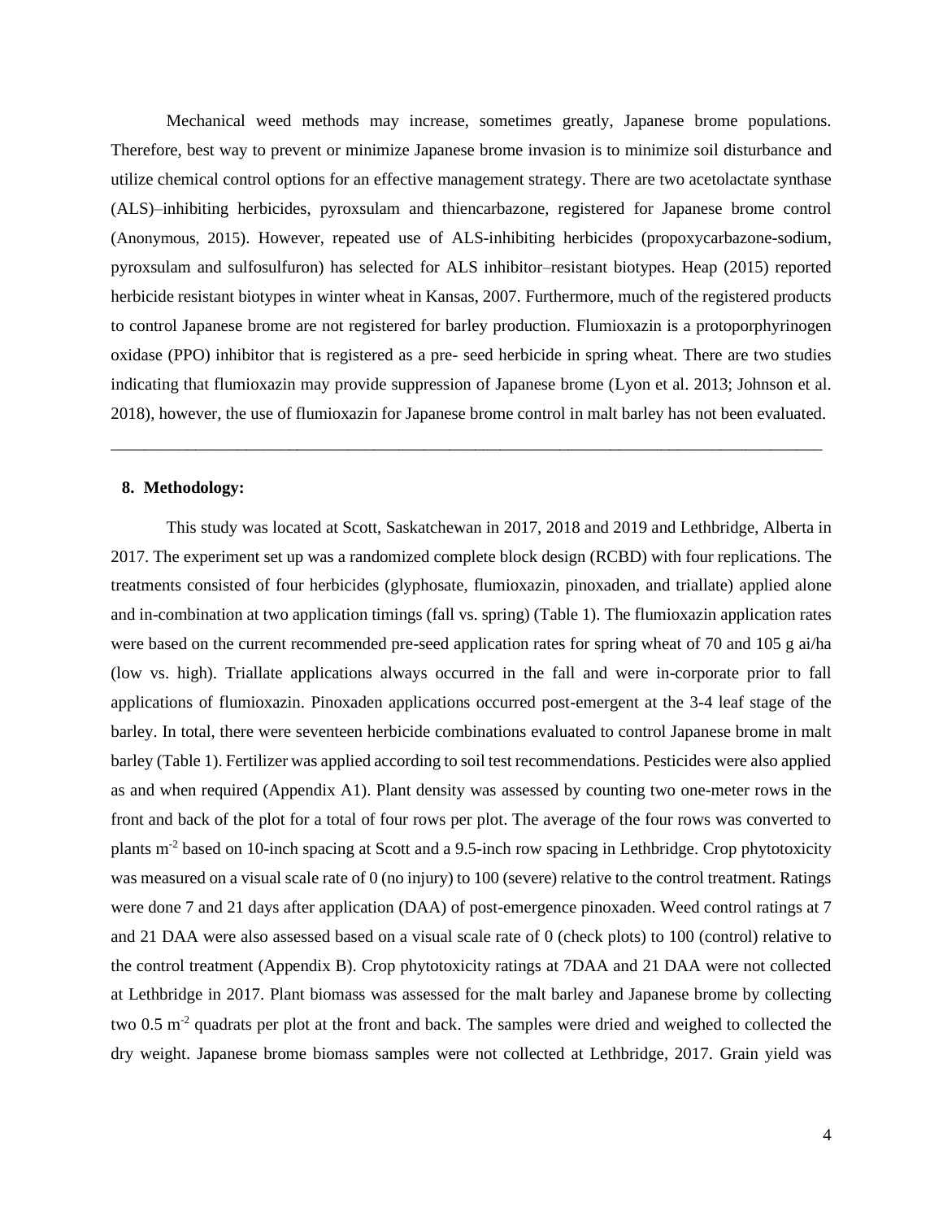Mechanical weed methods may increase, sometimes greatly, Japanese brome populations. Therefore, best way to prevent or minimize Japanese brome invasion is to minimize soil disturbance and utilize chemical control options for an effective management strategy. There are two acetolactate synthase (ALS)–inhibiting herbicides, pyroxsulam and thiencarbazone, registered for Japanese brome control (Anonymous, 2015). However, repeated use of ALS-inhibiting herbicides (propoxycarbazone-sodium, pyroxsulam and sulfosulfuron) has selected for ALS inhibitor–resistant biotypes. Heap (2015) reported herbicide resistant biotypes in winter wheat in Kansas, 2007. Furthermore, much of the registered products to control Japanese brome are not registered for barley production. Flumioxazin is a protoporphyrinogen oxidase (PPO) inhibitor that is registered as a pre- seed herbicide in spring wheat. There are two studies indicating that flumioxazin may provide suppression of Japanese brome (Lyon et al. 2013; Johnson et al. 2018), however, the use of flumioxazin for Japanese brome control in malt barley has not been evaluated.

---

**8. Methodology:**

This study was located at Scott, Saskatchewan in 2017, 2018 and 2019 and Lethbridge, Alberta in 2017. The experiment set up was a randomized complete block design (RCBD) with four replications. The treatments consisted of four herbicides (glyphosate, flumioxazin, pinoxaden, and triallate) applied alone and in-combination at two application timings (fall vs. spring) (Table 1). The flumioxazin application rates were based on the current recommended pre-seed application rates for spring wheat of 70 and 105 g ai/ha (low vs. high). Triallate applications always occurred in the fall and were in-corporate prior to fall applications of flumioxazin. Pinoxaden applications occurred post-emergent at the 3-4 leaf stage of the barley. In total, there were seventeen herbicide combinations evaluated to control Japanese brome in malt barley (Table 1). Fertilizer was applied according to soil test recommendations. Pesticides were also applied as and when required (Appendix A1). Plant density was assessed by counting two one-meter rows in the front and back of the plot for a total of four rows per plot. The average of the four rows was converted to plants $m^{-2}$ based on 10-inch spacing at Scott and a 9.5-inch row spacing in Lethbridge. Crop phytotoxicity was measured on a visual scale rate of 0 (no injury) to 100 (severe) relative to the control treatment. Ratings were done 7 and 21 days after application (DAA) of post-emergence pinoxaden. Weed control ratings at 7 and 21 DAA were also assessed based on a visual scale rate of 0 (check plots) to 100 (control) relative to the control treatment (Appendix B). Crop phytotoxicity ratings at 7DAA and 21 DAA were not collected at Lethbridge in 2017. Plant biomass was assessed for the malt barley and Japanese brome by collecting two 0.5 $m^{-2}$ quadrats per plot at the front and back. The samples were dried and weighed to collected the dry weight. Japanese brome biomass samples were not collected at Lethbridge, 2017. Grain yield was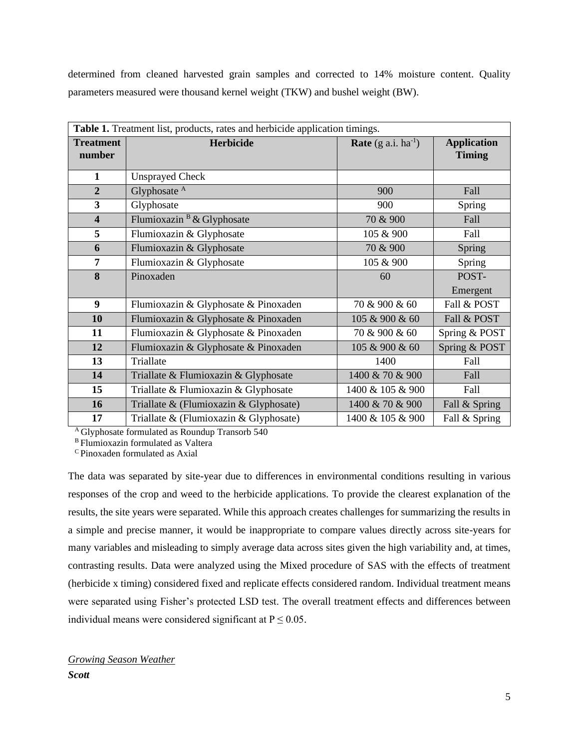determined from cleaned harvested grain samples and corrected to 14% moisture content. Quality parameters measured were thousand kernel weight (TKW) and bushel weight (BW).

**Table 1.** Treatment list, products, rates and herbicide application timings.

| Treatment number | Herbicide | Rate (g a.i. $ha^{-1}$) | Application Timing |
|---|---|---|---|
| 1 | Unsprayed Check | | |
| 2 | Glyphosate [A] | 900 | Fall |
| 3 | Glyphosate | 900 | Spring |
| 4 | Flumioxazin [B] & Glyphosate | 70 & 900 | Fall |
| 5 | Flumioxazin & Glyphosate | 105 & 900 | Fall |
| 6 | Flumioxazin & Glyphosate | 70 & 900 | Spring |
| 7 | Flumioxazin & Glyphosate | 105 & 900 | Spring |
| 8 | Pinoxaden | 60 | POST-Emergent |
| 9 | Flumioxazin & Glyphosate & Pinoxaden | 70 & 900 & 60 | Fall & POST |
| 10 | Flumioxazin & Glyphosate & Pinoxaden | 105 & 900 & 60 | Fall & POST |
| 11 | Flumioxazin & Glyphosate & Pinoxaden | 70 & 900 & 60 | Spring & POST |
| 12 | Flumioxazin & Glyphosate & Pinoxaden | 105 & 900 & 60 | Spring & POST |
| 13 | Triallate | 1400 | Fall |
| 14 | Triallate & Flumioxazin & Glyphosate | 1400 & 70 & 900 | Fall |
| 15 | Triallate & Flumioxazin & Glyphosate | 1400 & 105 & 900 | Fall |
| 16 | Triallate & (Flumioxazin & Glyphosate) | 1400 & 70 & 900 | Fall & Spring |
| 17 | Triallate & (Flumioxazin & Glyphosate) | 1400 & 105 & 900 | Fall & Spring |

[A] Glyphosate formulated as Roundup Transorb 540
[B] Flumioxazin formulated as Valtera
[C] Pinoxaden formulated as Axial

The data was separated by site-year due to differences in environmental conditions resulting in various responses of the crop and weed to the herbicide applications. To provide the clearest explanation of the results, the site years were separated. While this approach creates challenges for summarizing the results in a simple and precise manner, it would be inappropriate to compare values directly across site-years for many variables and misleading to simply average data across sites given the high variability and, at times, contrasting results. Data were analyzed using the Mixed procedure of SAS with the effects of treatment (herbicide x timing) considered fixed and replicate effects considered random. Individual treatment means were separated using Fisher's protected LSD test. The overall treatment effects and differences between individual means were considered significant at $P \leq 0.05$.

*Growing Season Weather*

***Scott***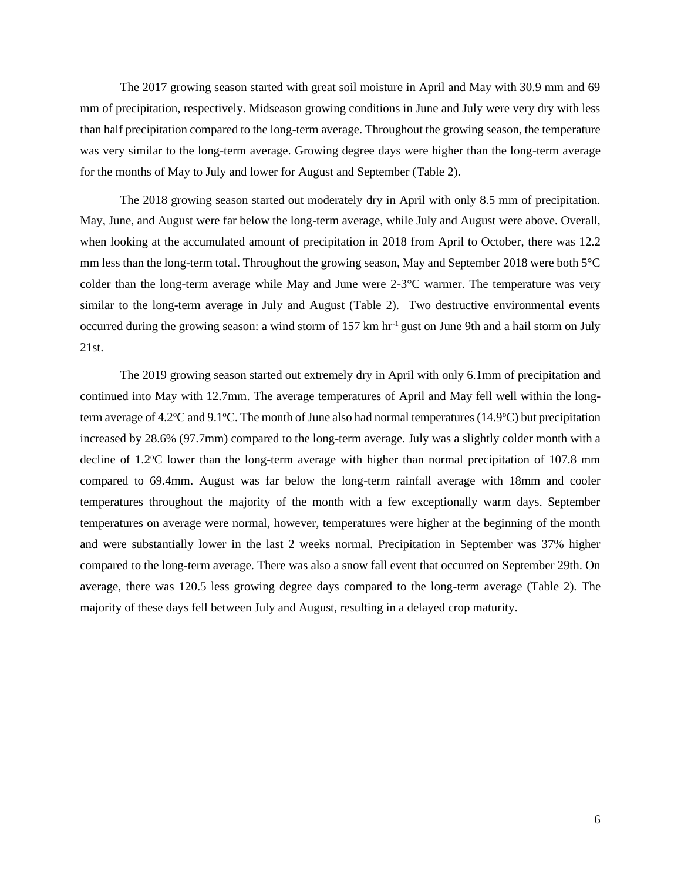The 2017 growing season started with great soil moisture in April and May with 30.9 mm and 69 mm of precipitation, respectively. Midseason growing conditions in June and July were very dry with less than half precipitation compared to the long-term average. Throughout the growing season, the temperature was very similar to the long-term average. Growing degree days were higher than the long-term average for the months of May to July and lower for August and September (Table 2).

The 2018 growing season started out moderately dry in April with only 8.5 mm of precipitation. May, June, and August were far below the long-term average, while July and August were above. Overall, when looking at the accumulated amount of precipitation in 2018 from April to October, there was 12.2 mm less than the long-term total. Throughout the growing season, May and September 2018 were both 5°C colder than the long-term average while May and June were 2-3°C warmer. The temperature was very similar to the long-term average in July and August (Table 2). Two destructive environmental events occurred during the growing season: a wind storm of 157 km $hr^{-1}$ gust on June 9th and a hail storm on July 21st.

The 2019 growing season started out extremely dry in April with only 6.1mm of precipitation and continued into May with 12.7mm. The average temperatures of April and May fell well within the long-term average of 4.2°C and 9.1°C. The month of June also had normal temperatures (14.9°C) but precipitation increased by 28.6% (97.7mm) compared to the long-term average. July was a slightly colder month with a decline of 1.2°C lower than the long-term average with higher than normal precipitation of 107.8 mm compared to 69.4mm. August was far below the long-term rainfall average with 18mm and cooler temperatures throughout the majority of the month with a few exceptionally warm days. September temperatures on average were normal, however, temperatures were higher at the beginning of the month and were substantially lower in the last 2 weeks normal. Precipitation in September was 37% higher compared to the long-term average. There was also a snow fall event that occurred on September 29th. On average, there was 120.5 less growing degree days compared to the long-term average (Table 2). The majority of these days fell between July and August, resulting in a delayed crop maturity.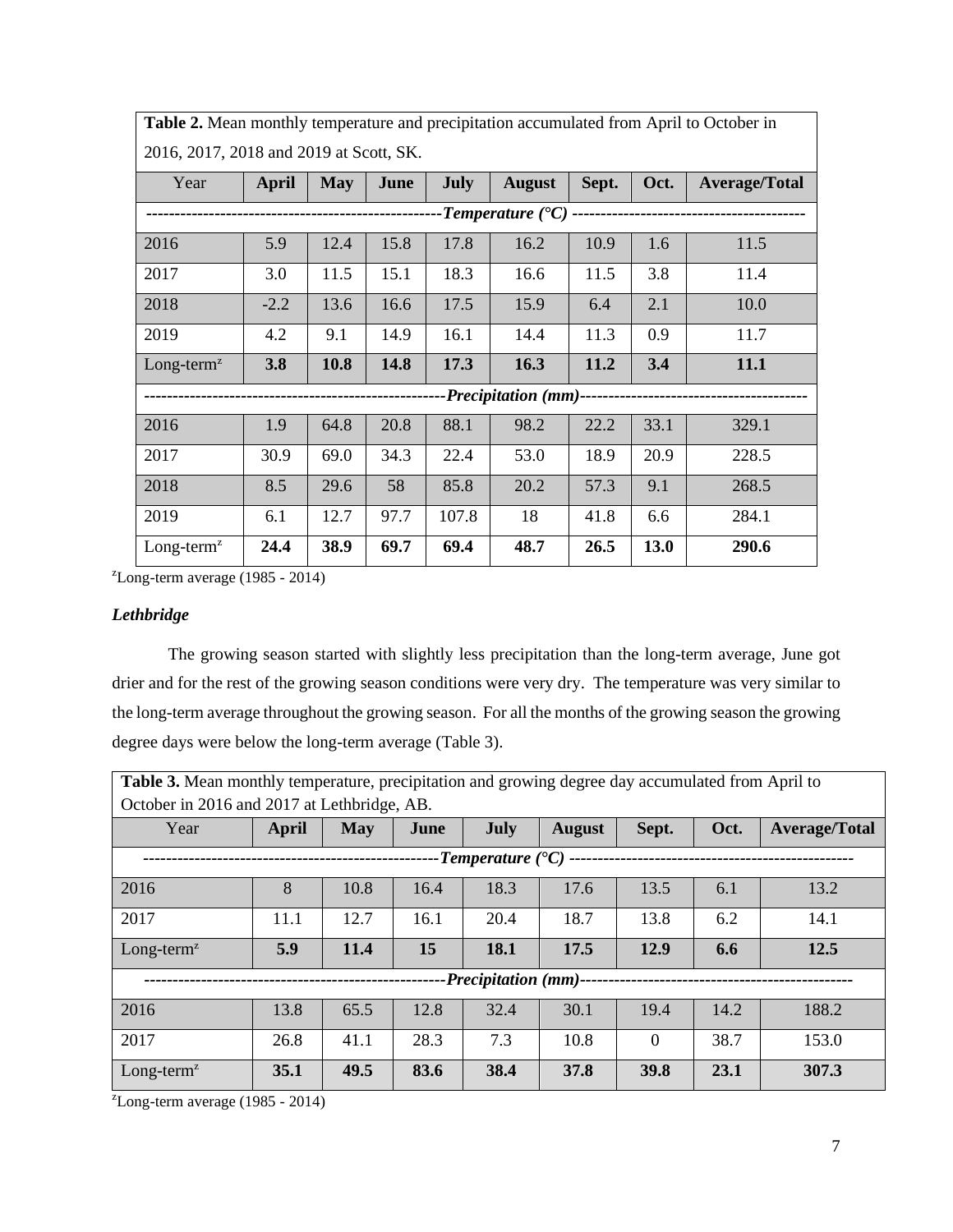**Table 2.** Mean monthly temperature and precipitation accumulated from April to October in 2016, 2017, 2018 and 2019 at Scott, SK.

| Year | **April** | **May** | **June** | **July** | **August** | **Sept.** | **Oct.** | **Average/Total** |
|---|---|---|---|---|---|---|---|---|
| *Temperature (°C)* | | | | | | | | |
| 2016 | 5.9 | 12.4 | 15.8 | 17.8 | 16.2 | 10.9 | 1.6 | 11.5 |
| 2017 | 3.0 | 11.5 | 15.1 | 18.3 | 16.6 | 11.5 | 3.8 | 11.4 |
| 2018 | -2.2 | 13.6 | 16.6 | 17.5 | 15.9 | 6.4 | 2.1 | 10.0 |
| 2019 | 4.2 | 9.1 | 14.9 | 16.1 | 14.4 | 11.3 | 0.9 | 11.7 |
| Long-term[z] | **3.8** | **10.8** | **14.8** | **17.3** | **16.3** | **11.2** | **3.4** | **11.1** |
| *Precipitation (mm)* | | | | | | | | |
| 2016 | 1.9 | 64.8 | 20.8 | 88.1 | 98.2 | 22.2 | 33.1 | 329.1 |
| 2017 | 30.9 | 69.0 | 34.3 | 22.4 | 53.0 | 18.9 | 20.9 | 228.5 |
| 2018 | 8.5 | 29.6 | 58 | 85.8 | 20.2 | 57.3 | 9.1 | 268.5 |
| 2019 | 6.1 | 12.7 | 97.7 | 107.8 | 18 | 41.8 | 6.6 | 284.1 |
| Long-term[z] | **24.4** | **38.9** | **69.7** | **69.4** | **48.7** | **26.5** | **13.0** | **290.6** |

[z]Long-term average (1985 - 2014)

***Lethbridge***

The growing season started with slightly less precipitation than the long-term average, June got drier and for the rest of the growing season conditions were very dry. The temperature was very similar to the long-term average throughout the growing season. For all the months of the growing season the growing degree days were below the long-term average (Table 3).

**Table 3.** Mean monthly temperature, precipitation and growing degree day accumulated from April to October in 2016 and 2017 at Lethbridge, AB.

| Year | **April** | **May** | **June** | **July** | **August** | **Sept.** | **Oct.** | **Average/Total** |
|---|---|---|---|---|---|---|---|---|
| *Temperature (°C)* | | | | | | | | |
| 2016 | 8 | 10.8 | 16.4 | 18.3 | 17.6 | 13.5 | 6.1 | 13.2 |
| 2017 | 11.1 | 12.7 | 16.1 | 20.4 | 18.7 | 13.8 | 6.2 | 14.1 |
| Long-term[z] | **5.9** | **11.4** | **15** | **18.1** | **17.5** | **12.9** | **6.6** | **12.5** |
| *Precipitation (mm)* | | | | | | | | |
| 2016 | 13.8 | 65.5 | 12.8 | 32.4 | 30.1 | 19.4 | 14.2 | 188.2 |
| 2017 | 26.8 | 41.1 | 28.3 | 7.3 | 10.8 | 0 | 38.7 | 153.0 |
| Long-term[z] | **35.1** | **49.5** | **83.6** | **38.4** | **37.8** | **39.8** | **23.1** | **307.3** |

[z]Long-term average (1985 - 2014)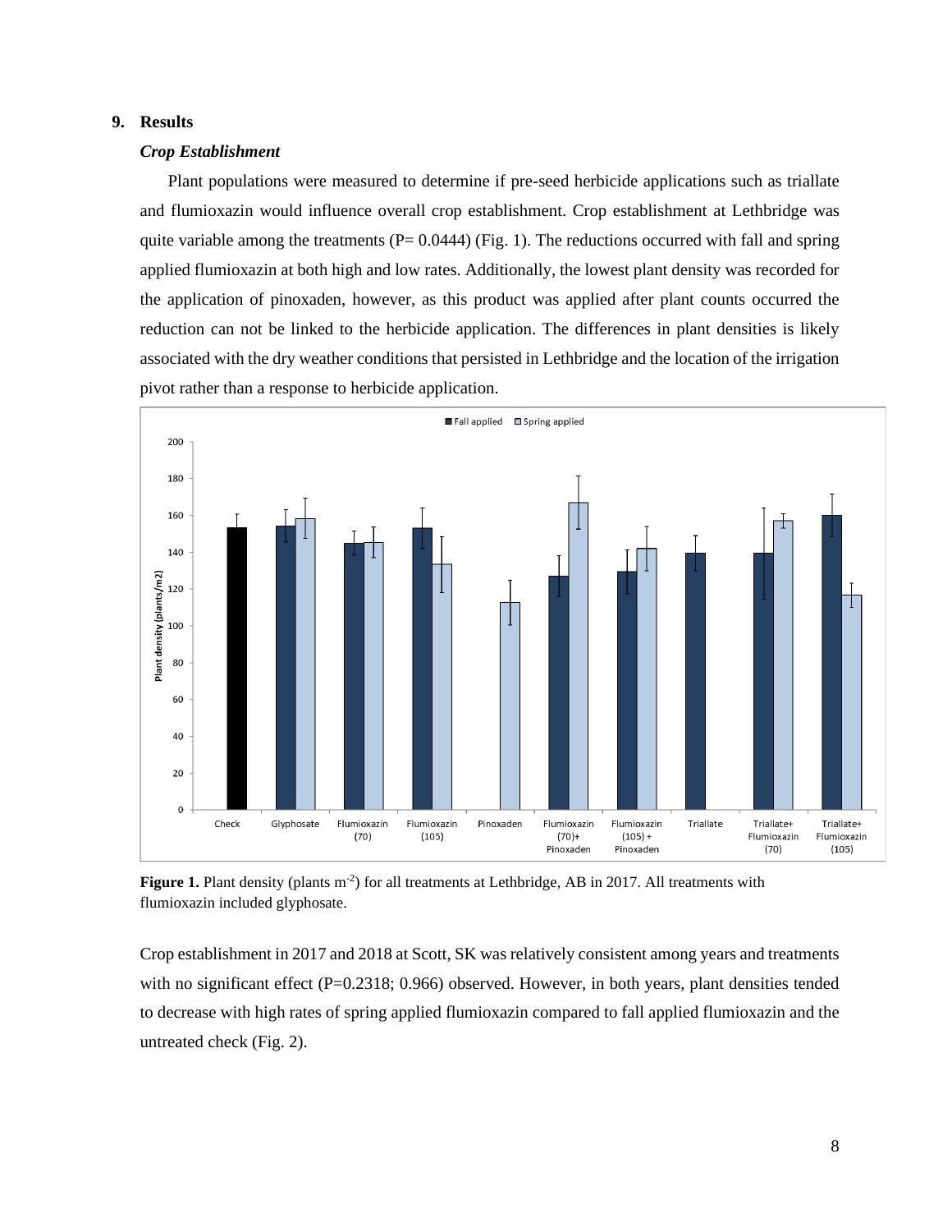## 9. Results

### *Crop Establishment*

Plant populations were measured to determine if pre-seed herbicide applications such as triallate and flumioxazin would influence overall crop establishment. Crop establishment at Lethbridge was quite variable among the treatments (P= 0.0444) (Fig. 1). The reductions occurred with fall and spring applied flumioxazin at both high and low rates. Additionally, the lowest plant density was recorded for the application of pinoxaden, however, as this product was applied after plant counts occurred the reduction can not be linked to the herbicide application. The differences in plant densities is likely associated with the dry weather conditions that persisted in Lethbridge and the location of the irrigation pivot rather than a response to herbicide application.

Fall applied
Spring applied

Plant density (plants/m2)

200
180
160
140
120
100
80
60
40
20
0

Check
Glyphosate
Flumioxazin (70)
Flumioxazin (105)
Pinoxaden
Flumioxazin (70)+ Pinoxaden
Flumioxazin (105) + Pinoxaden
Triallate
Triallate+ Flumioxazin (70)
Triallate+ Flumioxazin (105)

**Figure 1.** Plant density (plants m$^{-2}$) for all treatments at Lethbridge, AB in 2017. All treatments with flumioxazin included glyphosate.

Crop establishment in 2017 and 2018 at Scott, SK was relatively consistent among years and treatments with no significant effect (P=0.2318; 0.966) observed. However, in both years, plant densities tended to decrease with high rates of spring applied flumioxazin compared to fall applied flumioxazin and the untreated check (Fig. 2).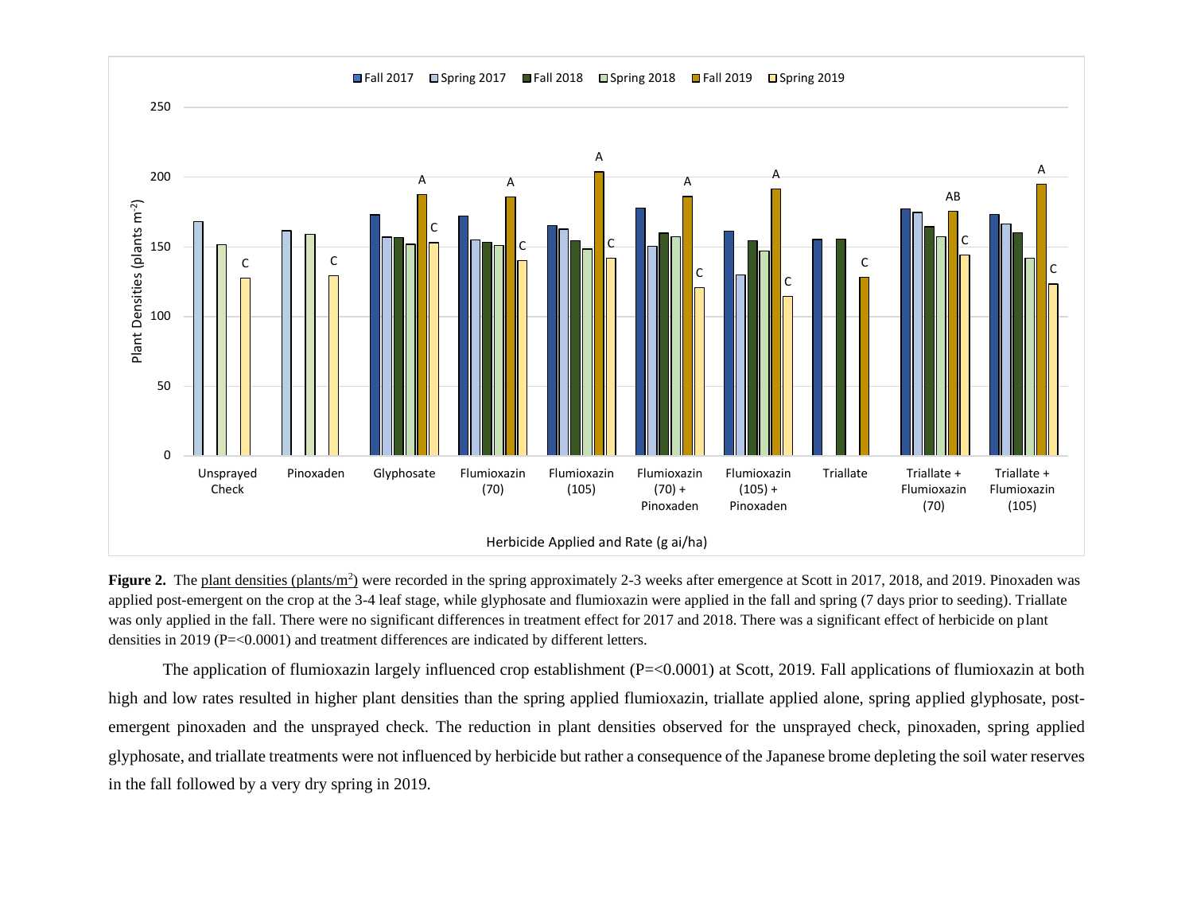Fall 2017
Spring 2017
Fall 2018
Spring 2018
Fall 2019
Spring 2019

250
200
150
100
50
0

Plant Densities (plants m$^{-2}$)

C C A C A C A C A C A C C AB C A C

Unsprayed Check
Pinoxaden
Glyphosate
Flumioxazin (70)
Flumioxazin (105)
Flumioxazin (70) + Pinoxaden
Flumioxazin (105) + Pinoxaden
Triallate
Triallate + Flumioxazin (70)
Triallate + Flumioxazin (105)

Herbicide Applied and Rate (g ai/ha)

**Figure 2.** The plant densities (plants/m$^2$) were recorded in the spring approximately 2-3 weeks after emergence at Scott in 2017, 2018, and 2019. Pinoxaden was applied post-emergent on the crop at the 3-4 leaf stage, while glyphosate and flumioxazin were applied in the fall and spring (7 days prior to seeding). Triallate was only applied in the fall. There were no significant differences in treatment effect for 2017 and 2018. There was a significant effect of herbicide on plant densities in 2019 (P=<0.0001) and treatment differences are indicated by different letters.

The application of flumioxazin largely influenced crop establishment (P=<0.0001) at Scott, 2019. Fall applications of flumioxazin at both high and low rates resulted in higher plant densities than the spring applied flumioxazin, triallate applied alone, spring applied glyphosate, post-emergent pinoxaden and the unsprayed check. The reduction in plant densities observed for the unsprayed check, pinoxaden, spring applied glyphosate, and triallate treatments were not influenced by herbicide but rather a consequence of the Japanese brome depleting the soil water reserves in the fall followed by a very dry spring in 2019.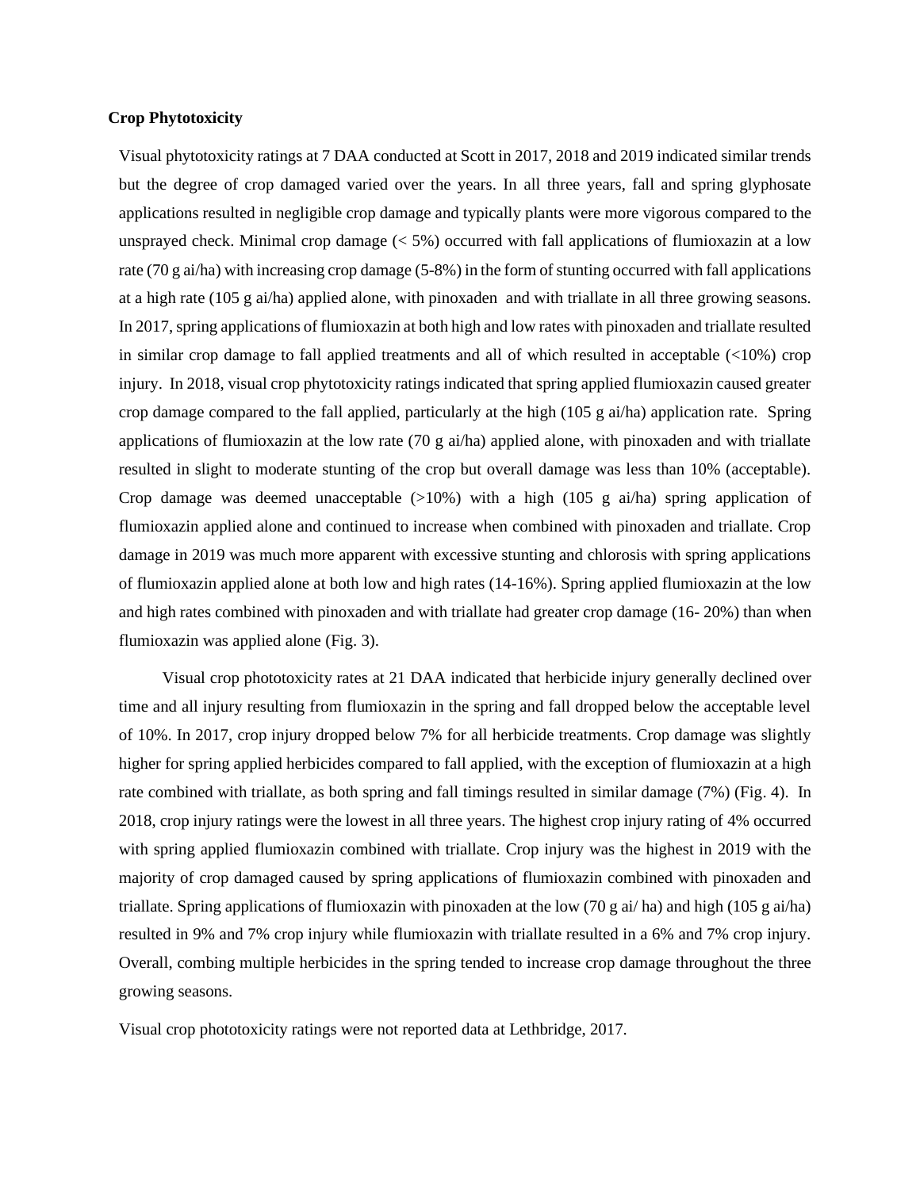**Crop Phytotoxicity**

Visual phytotoxicity ratings at 7 DAA conducted at Scott in 2017, 2018 and 2019 indicated similar trends but the degree of crop damaged varied over the years. In all three years, fall and spring glyphosate applications resulted in negligible crop damage and typically plants were more vigorous compared to the unsprayed check. Minimal crop damage (< 5%) occurred with fall applications of flumioxazin at a low rate (70 g ai/ha) with increasing crop damage (5-8%) in the form of stunting occurred with fall applications at a high rate (105 g ai/ha) applied alone, with pinoxaden and with triallate in all three growing seasons. In 2017, spring applications of flumioxazin at both high and low rates with pinoxaden and triallate resulted in similar crop damage to fall applied treatments and all of which resulted in acceptable (<10%) crop injury. In 2018, visual crop phytotoxicity ratings indicated that spring applied flumioxazin caused greater crop damage compared to the fall applied, particularly at the high (105 g ai/ha) application rate. Spring applications of flumioxazin at the low rate (70 g ai/ha) applied alone, with pinoxaden and with triallate resulted in slight to moderate stunting of the crop but overall damage was less than 10% (acceptable). Crop damage was deemed unacceptable (>10%) with a high (105 g ai/ha) spring application of flumioxazin applied alone and continued to increase when combined with pinoxaden and triallate. Crop damage in 2019 was much more apparent with excessive stunting and chlorosis with spring applications of flumioxazin applied alone at both low and high rates (14-16%). Spring applied flumioxazin at the low and high rates combined with pinoxaden and with triallate had greater crop damage (16- 20%) than when flumioxazin was applied alone (Fig. 3).

Visual crop phototoxicity rates at 21 DAA indicated that herbicide injury generally declined over time and all injury resulting from flumioxazin in the spring and fall dropped below the acceptable level of 10%. In 2017, crop injury dropped below 7% for all herbicide treatments. Crop damage was slightly higher for spring applied herbicides compared to fall applied, with the exception of flumioxazin at a high rate combined with triallate, as both spring and fall timings resulted in similar damage (7%) (Fig. 4). In 2018, crop injury ratings were the lowest in all three years. The highest crop injury rating of 4% occurred with spring applied flumioxazin combined with triallate. Crop injury was the highest in 2019 with the majority of crop damaged caused by spring applications of flumioxazin combined with pinoxaden and triallate. Spring applications of flumioxazin with pinoxaden at the low (70 g ai/ ha) and high (105 g ai/ha) resulted in 9% and 7% crop injury while flumioxazin with triallate resulted in a 6% and 7% crop injury. Overall, combing multiple herbicides in the spring tended to increase crop damage throughout the three growing seasons.

Visual crop phototoxicity ratings were not reported data at Lethbridge, 2017.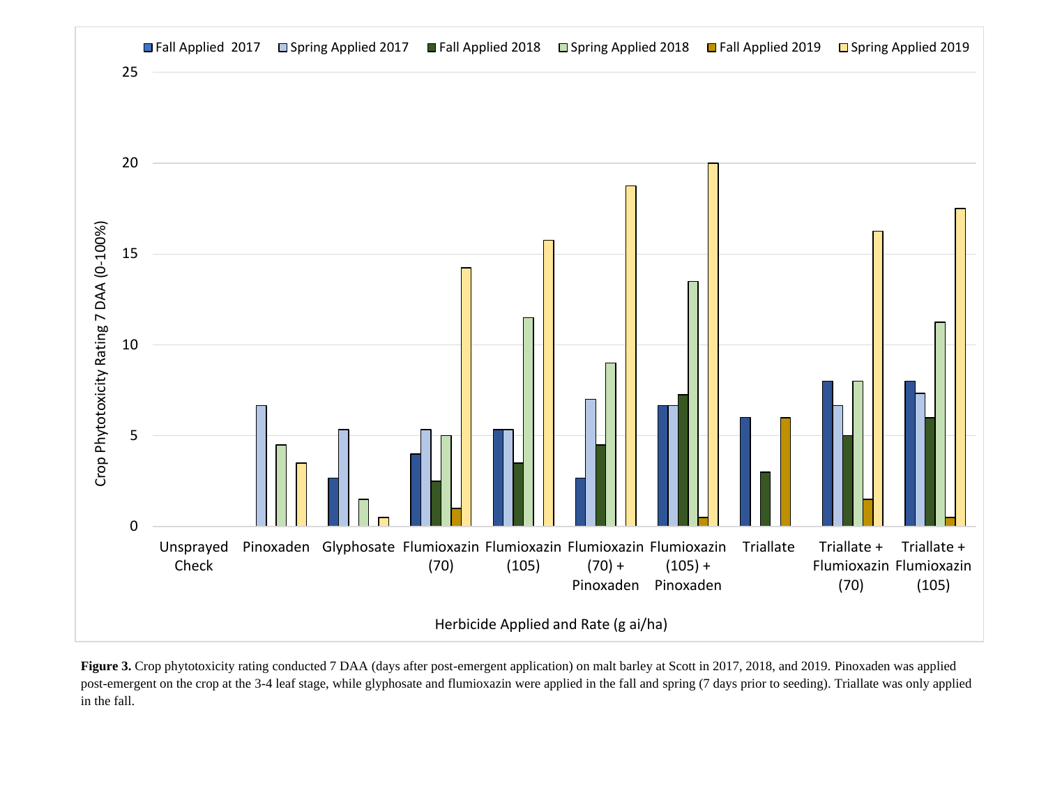Fall Applied 2017
Spring Applied 2017
Fall Applied 2018
Spring Applied 2018
Fall Applied 2019
Spring Applied 2019

Crop Phytotoxicity Rating 7 DAA (0-100%)

25
20
15
10
5
0

Unsprayed Check
Pinoxaden
Glyphosate
Flumioxazin (70)
Flumioxazin (105)
Flumioxazin (70) + Pinoxaden
Flumioxazin (105) + Pinoxaden
Triallate
Triallate + Flumioxazin (70)
Triallate + Flumioxazin (105)

Herbicide Applied and Rate (g ai/ha)

**Figure 3.** Crop phytotoxicity rating conducted 7 DAA (days after post-emergent application) on malt barley at Scott in 2017, 2018, and 2019. Pinoxaden was applied post-emergent on the crop at the 3-4 leaf stage, while glyphosate and flumioxazin were applied in the fall and spring (7 days prior to seeding). Triallate was only applied in the fall.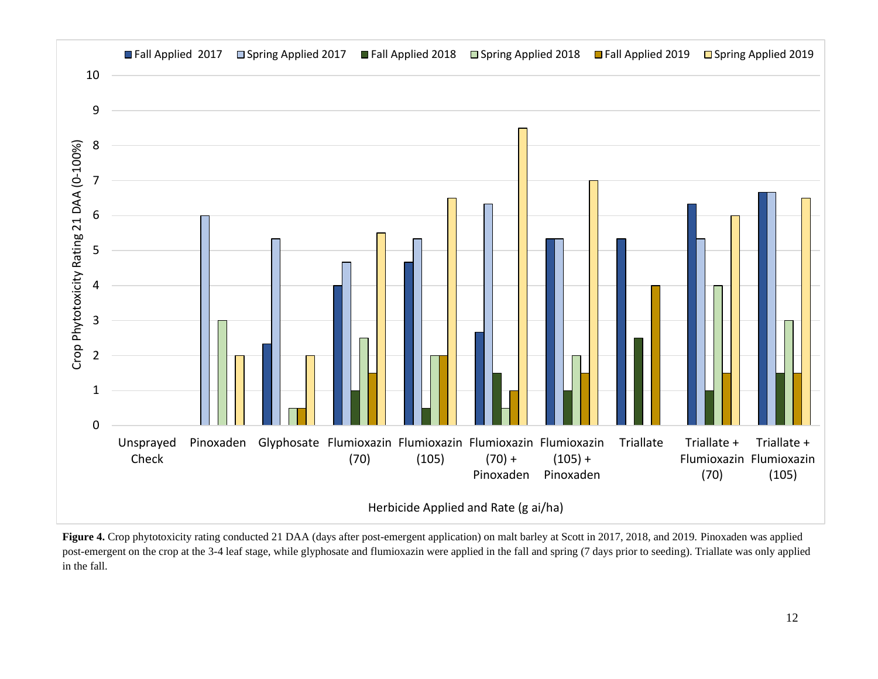■ Fall Applied 2017 □ Spring Applied 2017 ■ Fall Applied 2018 □ Spring Applied 2018 ■ Fall Applied 2019 □ Spring Applied 2019

Crop Phytotoxicity Rating 21 DAA (0-100%)

10
9
8
7
6
5
4
3
2
1
0

Unsprayed Check
Pinoxaden
Glyphosate
Flumioxazin (70)
Flumioxazin (105)
Flumioxazin (70) + Pinoxaden
Flumioxazin (105) + Pinoxaden
Triallate
Triallate + Flumioxazin (70)
Triallate + Flumioxazin (105)

Herbicide Applied and Rate (g ai/ha)

**Figure 4.** Crop phytotoxicity rating conducted 21 DAA (days after post-emergent application) on malt barley at Scott in 2017, 2018, and 2019. Pinoxaden was applied post-emergent on the crop at the 3-4 leaf stage, while glyphosate and flumioxazin were applied in the fall and spring (7 days prior to seeding). Triallate was only applied in the fall.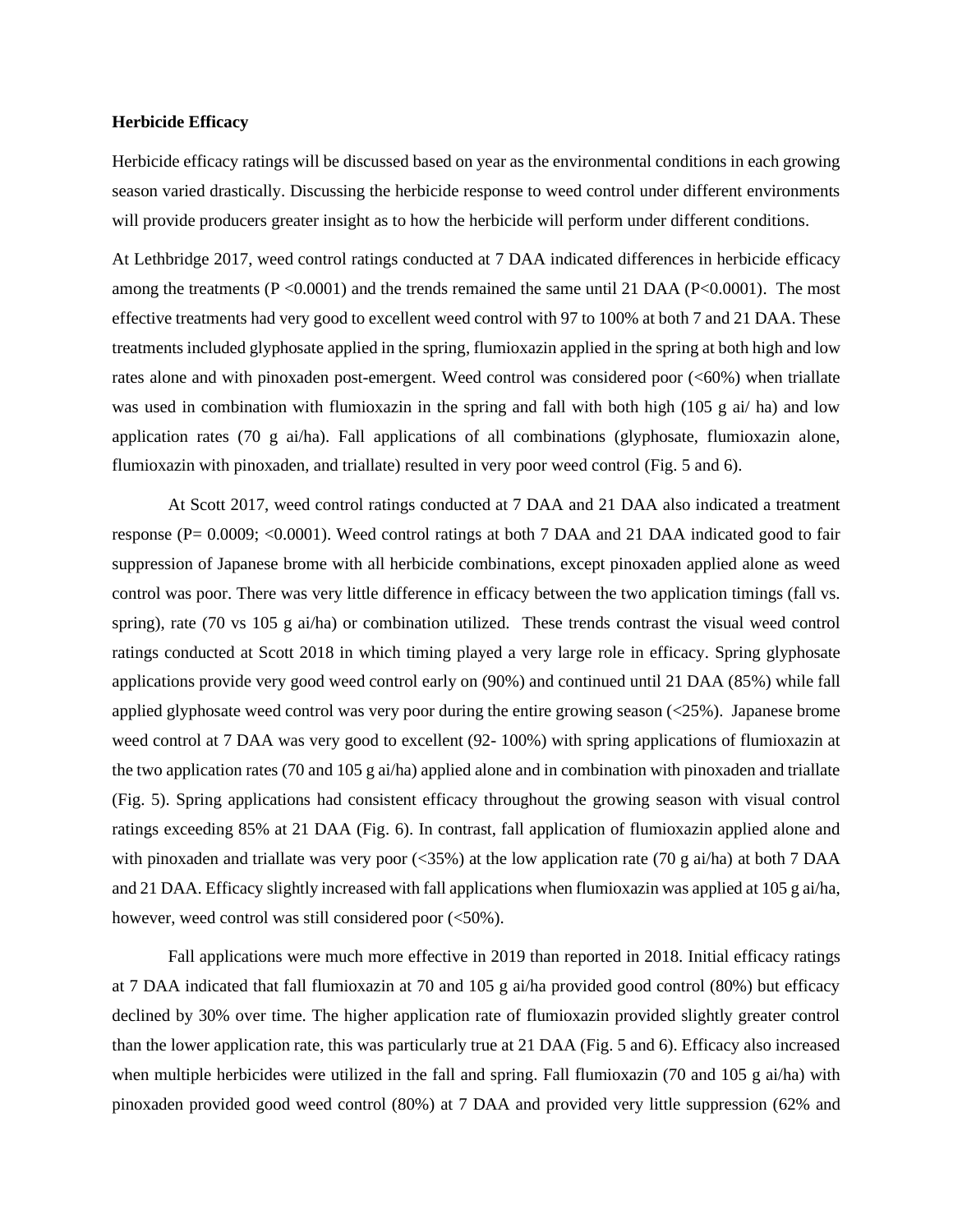**Herbicide Efficacy**

Herbicide efficacy ratings will be discussed based on year as the environmental conditions in each growing season varied drastically. Discussing the herbicide response to weed control under different environments will provide producers greater insight as to how the herbicide will perform under different conditions.

At Lethbridge 2017, weed control ratings conducted at 7 DAA indicated differences in herbicide efficacy among the treatments ($P < 0.0001$) and the trends remained the same until 21 DAA ($P < 0.0001$). The most effective treatments had very good to excellent weed control with 97 to 100% at both 7 and 21 DAA. These treatments included glyphosate applied in the spring, flumioxazin applied in the spring at both high and low rates alone and with pinoxaden post-emergent. Weed control was considered poor (<60%) when triallate was used in combination with flumioxazin in the spring and fall with both high (105 g ai/ ha) and low application rates (70 g ai/ha). Fall applications of all combinations (glyphosate, flumioxazin alone, flumioxazin with pinoxaden, and triallate) resulted in very poor weed control (Fig. 5 and 6).

At Scott 2017, weed control ratings conducted at 7 DAA and 21 DAA also indicated a treatment response ($P = 0.0009$; $<0.0001$). Weed control ratings at both 7 DAA and 21 DAA indicated good to fair suppression of Japanese brome with all herbicide combinations, except pinoxaden applied alone as weed control was poor. There was very little difference in efficacy between the two application timings (fall vs. spring), rate (70 vs 105 g ai/ha) or combination utilized. These trends contrast the visual weed control ratings conducted at Scott 2018 in which timing played a very large role in efficacy. Spring glyphosate applications provide very good weed control early on (90%) and continued until 21 DAA (85%) while fall applied glyphosate weed control was very poor during the entire growing season (<25%). Japanese brome weed control at 7 DAA was very good to excellent (92- 100%) with spring applications of flumioxazin at the two application rates (70 and 105 g ai/ha) applied alone and in combination with pinoxaden and triallate (Fig. 5). Spring applications had consistent efficacy throughout the growing season with visual control ratings exceeding 85% at 21 DAA (Fig. 6). In contrast, fall application of flumioxazin applied alone and with pinoxaden and triallate was very poor (<35%) at the low application rate (70 g ai/ha) at both 7 DAA and 21 DAA. Efficacy slightly increased with fall applications when flumioxazin was applied at 105 g ai/ha, however, weed control was still considered poor (<50%).

Fall applications were much more effective in 2019 than reported in 2018. Initial efficacy ratings at 7 DAA indicated that fall flumioxazin at 70 and 105 g ai/ha provided good control (80%) but efficacy declined by 30% over time. The higher application rate of flumioxazin provided slightly greater control than the lower application rate, this was particularly true at 21 DAA (Fig. 5 and 6). Efficacy also increased when multiple herbicides were utilized in the fall and spring. Fall flumioxazin (70 and 105 g ai/ha) with pinoxaden provided good weed control (80%) at 7 DAA and provided very little suppression (62% and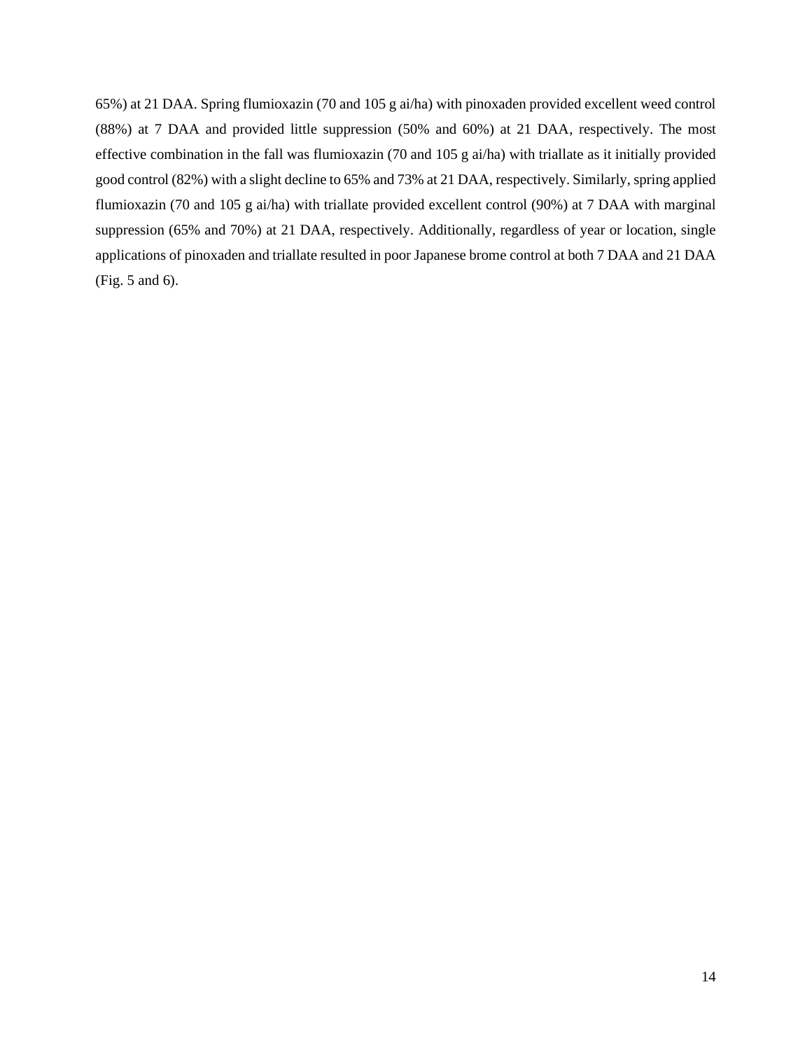65%) at 21 DAA. Spring flumioxazin (70 and 105 g ai/ha) with pinoxaden provided excellent weed control (88%) at 7 DAA and provided little suppression (50% and 60%) at 21 DAA, respectively. The most effective combination in the fall was flumioxazin (70 and 105 g ai/ha) with triallate as it initially provided good control (82%) with a slight decline to 65% and 73% at 21 DAA, respectively. Similarly, spring applied flumioxazin (70 and 105 g ai/ha) with triallate provided excellent control (90%) at 7 DAA with marginal suppression (65% and 70%) at 21 DAA, respectively. Additionally, regardless of year or location, single applications of pinoxaden and triallate resulted in poor Japanese brome control at both 7 DAA and 21 DAA (Fig. 5 and 6).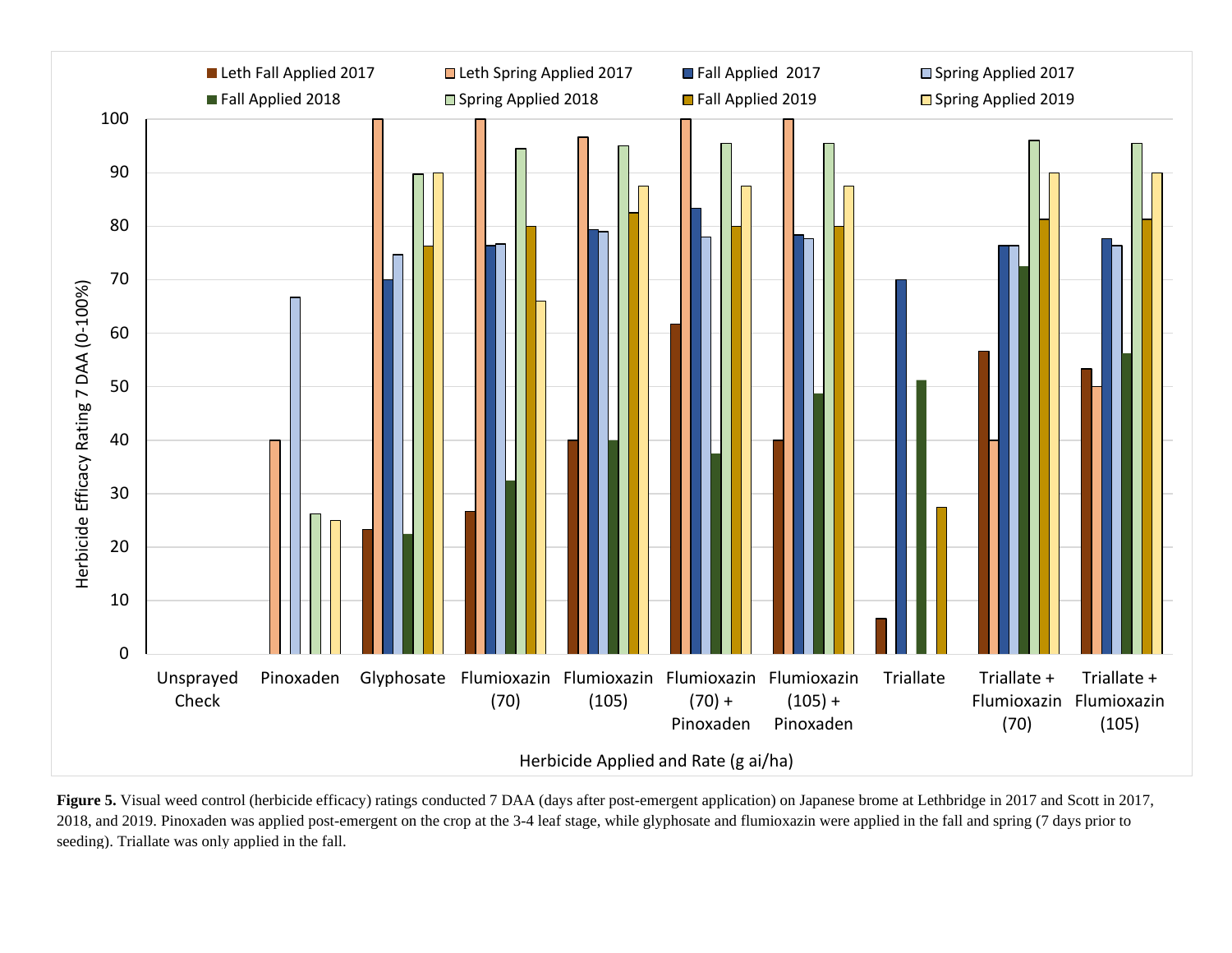■ Leth Fall Applied 2017 ■ Leth Spring Applied 2017 ■ Fall Applied 2017 ■ Spring Applied 2017
■ Fall Applied 2018 ■ Spring Applied 2018 ■ Fall Applied 2019 ■ Spring Applied 2019

Herbicide Efficacy Rating 7 DAA (0-100%)

100
90
80
70
60
50
40
30
20
10
0

Unsprayed Check
Pinoxaden
Glyphosate
Flumioxazin (70)
Flumioxazin (105)
Flumioxazin (70) + Pinoxaden
Flumioxazin (105) + Pinoxaden
Triallate
Triallate + Flumioxazin (70)
Triallate + Flumioxazin (105)

Herbicide Applied and Rate (g ai/ha)

**Figure 5.** Visual weed control (herbicide efficacy) ratings conducted 7 DAA (days after post-emergent application) on Japanese brome at Lethbridge in 2017 and Scott in 2017, 2018, and 2019. Pinoxaden was applied post-emergent on the crop at the 3-4 leaf stage, while glyphosate and flumioxazin were applied in the fall and spring (7 days prior to seeding). Triallate was only applied in the fall.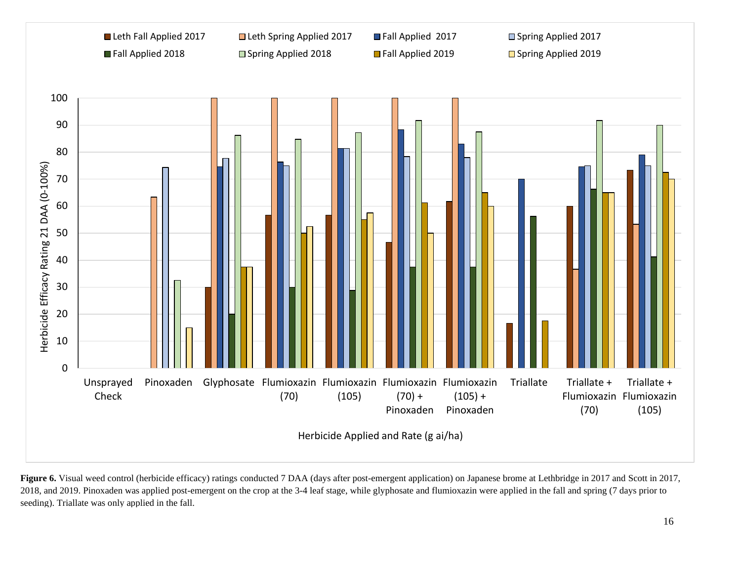Leth Fall Applied 2017
Leth Spring Applied 2017
Fall Applied 2017
Spring Applied 2017
Fall Applied 2018
Spring Applied 2018
Fall Applied 2019
Spring Applied 2019

Herbicide Efficacy Rating 21 DAA (0-100%)

0
10
20
30
40
50
60
70
80
90
100

Unsprayed Check
Pinoxaden
Glyphosate
Flumioxazin (70)
Flumioxazin (105)
Flumioxazin (70) + Pinoxaden
Flumioxazin (105) + Pinoxaden
Triallate
Triallate + Flumioxazin (70)
Triallate + Flumioxazin (105)

Herbicide Applied and Rate (g ai/ha)

**Figure 6.** Visual weed control (herbicide efficacy) ratings conducted 7 DAA (days after post-emergent application) on Japanese brome at Lethbridge in 2017 and Scott in 2017, 2018, and 2019. Pinoxaden was applied post-emergent on the crop at the 3-4 leaf stage, while glyphosate and flumioxazin were applied in the fall and spring (7 days prior to seeding). Triallate was only applied in the fall.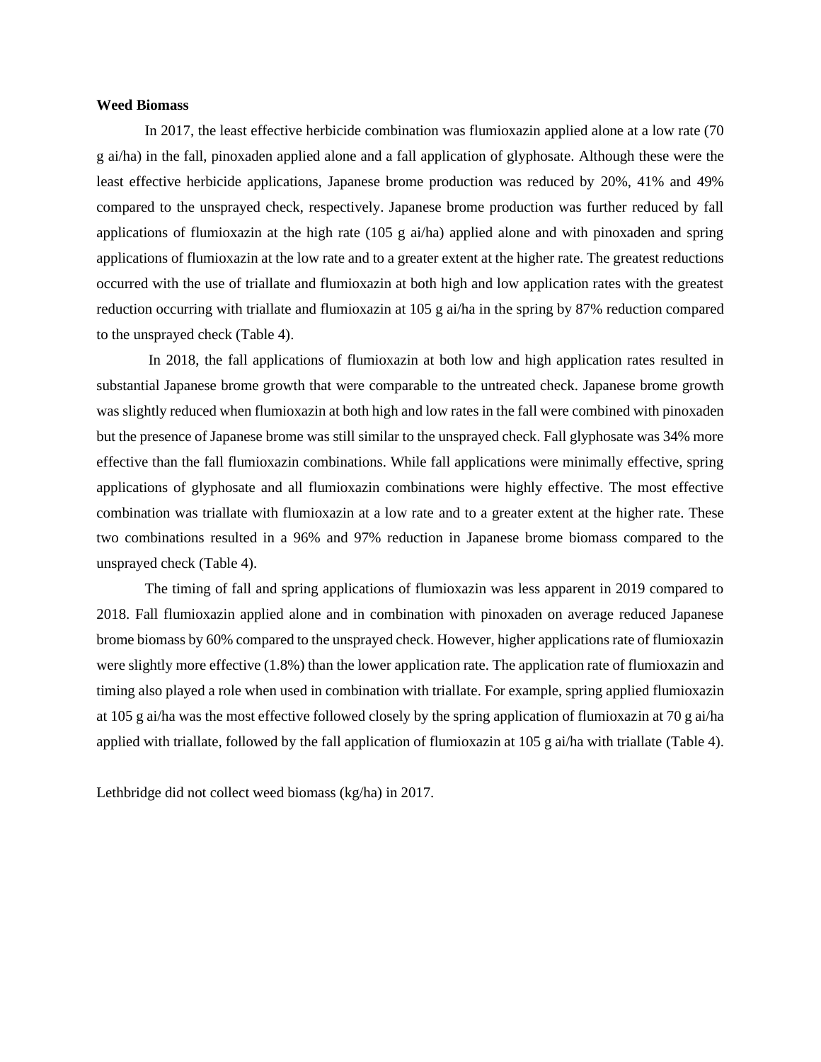**Weed Biomass**

In 2017, the least effective herbicide combination was flumioxazin applied alone at a low rate (70 g ai/ha) in the fall, pinoxaden applied alone and a fall application of glyphosate. Although these were the least effective herbicide applications, Japanese brome production was reduced by 20%, 41% and 49% compared to the unsprayed check, respectively. Japanese brome production was further reduced by fall applications of flumioxazin at the high rate (105 g ai/ha) applied alone and with pinoxaden and spring applications of flumioxazin at the low rate and to a greater extent at the higher rate. The greatest reductions occurred with the use of triallate and flumioxazin at both high and low application rates with the greatest reduction occurring with triallate and flumioxazin at 105 g ai/ha in the spring by 87% reduction compared to the unsprayed check (Table 4).

In 2018, the fall applications of flumioxazin at both low and high application rates resulted in substantial Japanese brome growth that were comparable to the untreated check. Japanese brome growth was slightly reduced when flumioxazin at both high and low rates in the fall were combined with pinoxaden but the presence of Japanese brome was still similar to the unsprayed check. Fall glyphosate was 34% more effective than the fall flumioxazin combinations. While fall applications were minimally effective, spring applications of glyphosate and all flumioxazin combinations were highly effective. The most effective combination was triallate with flumioxazin at a low rate and to a greater extent at the higher rate. These two combinations resulted in a 96% and 97% reduction in Japanese brome biomass compared to the unsprayed check (Table 4).

The timing of fall and spring applications of flumioxazin was less apparent in 2019 compared to 2018. Fall flumioxazin applied alone and in combination with pinoxaden on average reduced Japanese brome biomass by 60% compared to the unsprayed check. However, higher applications rate of flumioxazin were slightly more effective (1.8%) than the lower application rate. The application rate of flumioxazin and timing also played a role when used in combination with triallate. For example, spring applied flumioxazin at 105 g ai/ha was the most effective followed closely by the spring application of flumioxazin at 70 g ai/ha applied with triallate, followed by the fall application of flumioxazin at 105 g ai/ha with triallate (Table 4).

Lethbridge did not collect weed biomass (kg/ha) in 2017.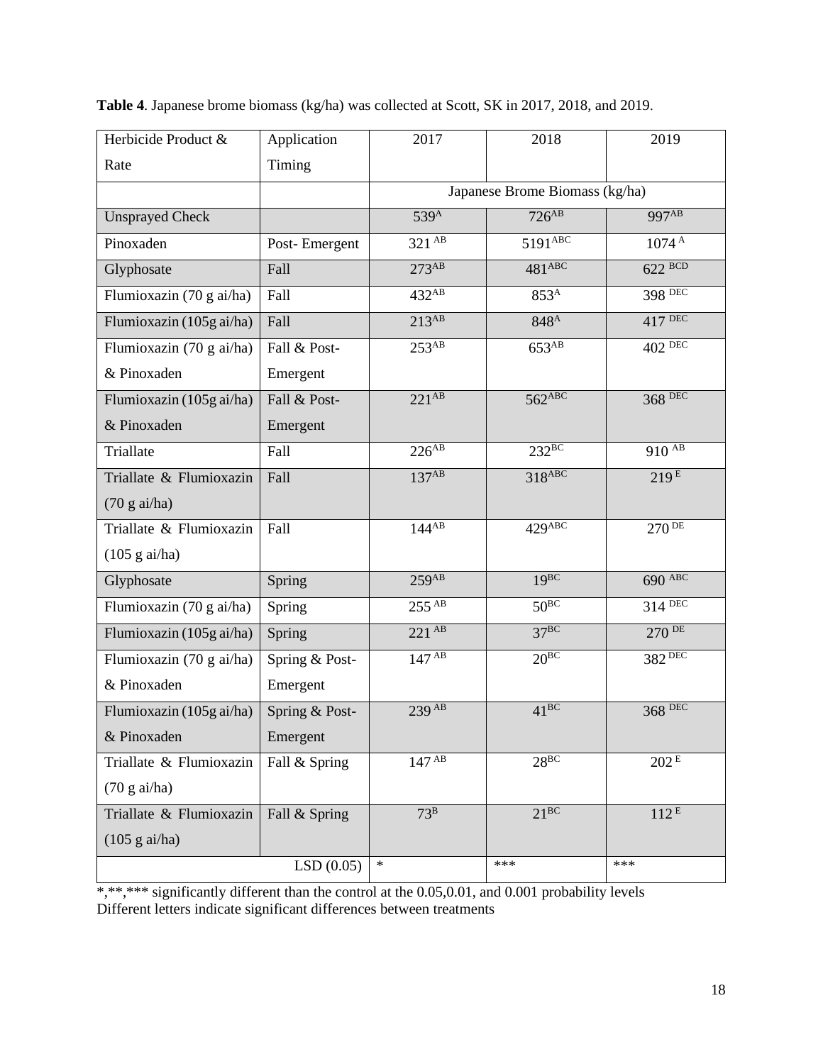**Table 4**. Japanese brome biomass (kg/ha) was collected at Scott, SK in 2017, 2018, and 2019.

| Herbicide Product & Rate | Application Timing | 2017 | 2018 | 2019 |
|---|---|---|---|---|
| | | Japanese Brome Biomass (kg/ha) | | |
| Unsprayed Check | | 539 A | 726 AB | 997 AB |
| Pinoxaden | Post- Emergent | 321 AB | 5191 ABC | 1074 A |
| Glyphosate | Fall | 273 AB | 481 ABC | 622 BCD |
| Flumioxazin (70 g ai/ha) | Fall | 432 AB | 853 A | 398 DEC |
| Flumioxazin (105g ai/ha) | Fall | 213 AB | 848 A | 417 DEC |
| Flumioxazin (70 g ai/ha) & Pinoxaden | Fall & Post-Emergent | 253 AB | 653 AB | 402 DEC |
| Flumioxazin (105g ai/ha) & Pinoxaden | Fall & Post-Emergent | 221 AB | 562 ABC | 368 DEC |
| Triallate | Fall | 226 AB | 232 BC | 910 AB |
| Triallate & Flumioxazin (70 g ai/ha) | Fall | 137 AB | 318 ABC | 219 E |
| Triallate & Flumioxazin (105 g ai/ha) | Fall | 144 AB | 429 ABC | 270 DE |
| Glyphosate | Spring | 259 AB | 19 BC | 690 ABC |
| Flumioxazin (70 g ai/ha) | Spring | 255 AB | 50 BC | 314 DEC |
| Flumioxazin (105g ai/ha) | Spring | 221 AB | 37 BC | 270 DE |
| Flumioxazin (70 g ai/ha) & Pinoxaden | Spring & Post-Emergent | 147 AB | 20 BC | 382 DEC |
| Flumioxazin (105g ai/ha) & Pinoxaden | Spring & Post-Emergent | 239 AB | 41 BC | 368 DEC |
| Triallate & Flumioxazin (70 g ai/ha) | Fall & Spring | 147 AB | 28 BC | 202 E |
| Triallate & Flumioxazin (105 g ai/ha) | Fall & Spring | 73 B | 21 BC | 112 E |
| LSD (0.05) | | * | *** | *** |

*,**,*** significantly different than the control at the 0.05,0.01, and 0.001 probability levels
Different letters indicate significant differences between treatments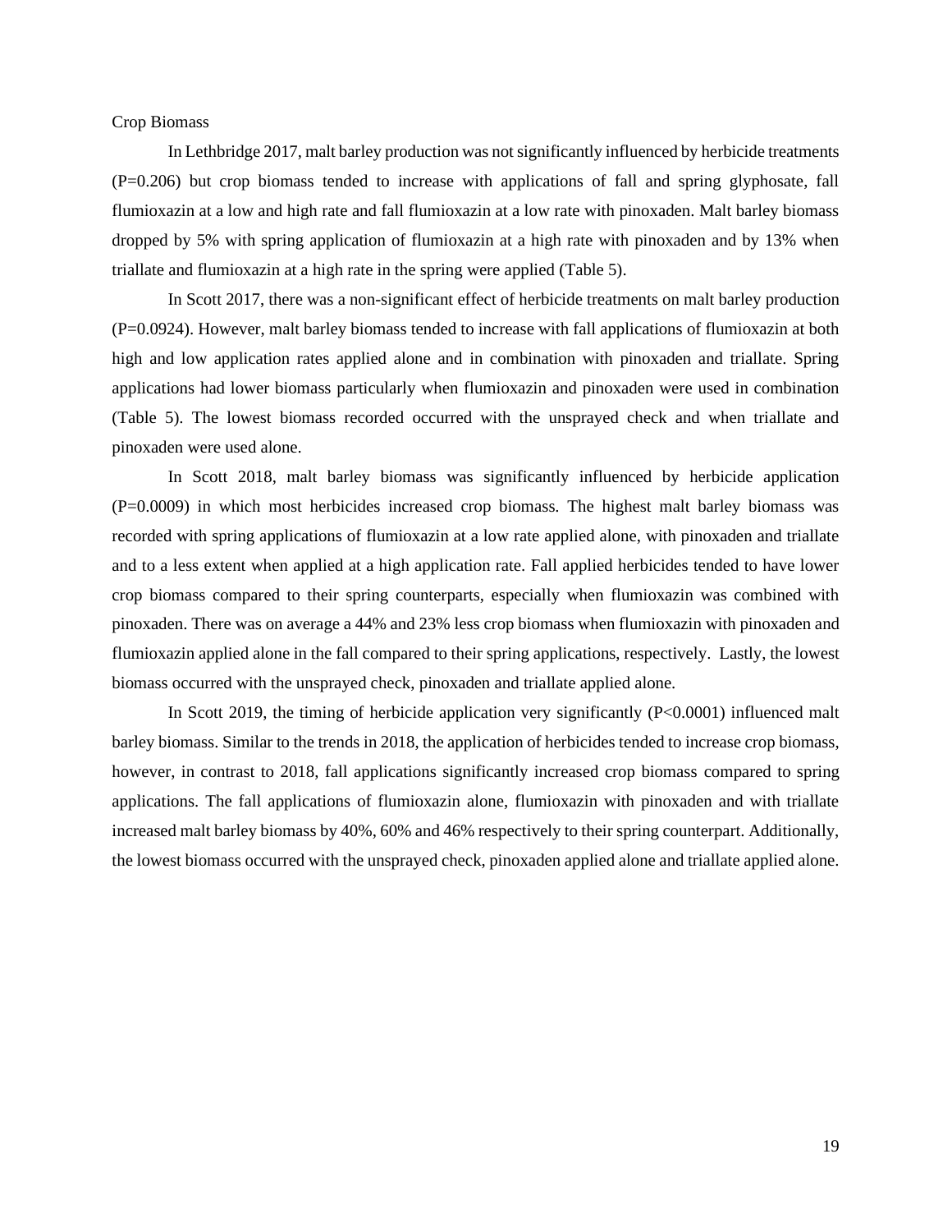## Crop Biomass

In Lethbridge 2017, malt barley production was not significantly influenced by herbicide treatments ($P=0.206$) but crop biomass tended to increase with applications of fall and spring glyphosate, fall flumioxazin at a low and high rate and fall flumioxazin at a low rate with pinoxaden. Malt barley biomass dropped by 5% with spring application of flumioxazin at a high rate with pinoxaden and by 13% when triallate and flumioxazin at a high rate in the spring were applied (Table 5).

In Scott 2017, there was a non-significant effect of herbicide treatments on malt barley production ($P=0.0924$). However, malt barley biomass tended to increase with fall applications of flumioxazin at both high and low application rates applied alone and in combination with pinoxaden and triallate. Spring applications had lower biomass particularly when flumioxazin and pinoxaden were used in combination (Table 5). The lowest biomass recorded occurred with the unsprayed check and when triallate and pinoxaden were used alone.

In Scott 2018, malt barley biomass was significantly influenced by herbicide application ($P=0.0009$) in which most herbicides increased crop biomass. The highest malt barley biomass was recorded with spring applications of flumioxazin at a low rate applied alone, with pinoxaden and triallate and to a less extent when applied at a high application rate. Fall applied herbicides tended to have lower crop biomass compared to their spring counterparts, especially when flumioxazin was combined with pinoxaden. There was on average a 44% and 23% less crop biomass when flumioxazin with pinoxaden and flumioxazin applied alone in the fall compared to their spring applications, respectively. Lastly, the lowest biomass occurred with the unsprayed check, pinoxaden and triallate applied alone.

In Scott 2019, the timing of herbicide application very significantly ($P<0.0001$) influenced malt barley biomass. Similar to the trends in 2018, the application of herbicides tended to increase crop biomass, however, in contrast to 2018, fall applications significantly increased crop biomass compared to spring applications. The fall applications of flumioxazin alone, flumioxazin with pinoxaden and with triallate increased malt barley biomass by 40%, 60% and 46% respectively to their spring counterpart. Additionally, the lowest biomass occurred with the unsprayed check, pinoxaden applied alone and triallate applied alone.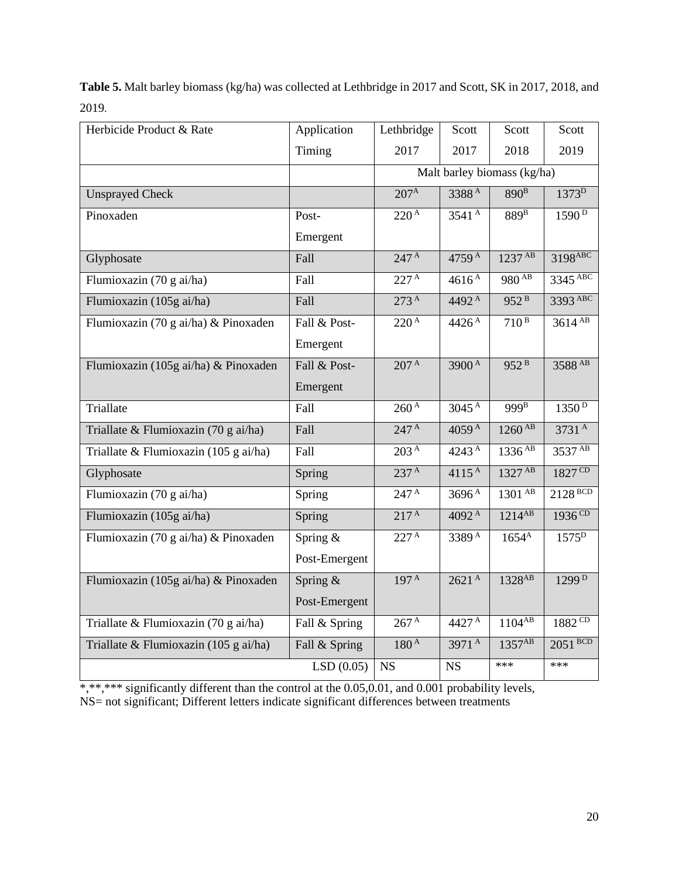**Table 5.** Malt barley biomass (kg/ha) was collected at Lethbridge in 2017 and Scott, SK in 2017, 2018, and 2019.

| Herbicide Product & Rate | Application Timing | Lethbridge 2017 | Scott 2017 | Scott 2018 | Scott 2019 |
|---|---|---|---|---|---|
| | | Malt barley biomass (kg/ha) | | | |
| Unsprayed Check | | $207^{A}$ | $3388^{A}$ | $890^{B}$ | $1373^{D}$ |
| Pinoxaden | Post-Emergent | $220^{A}$ | $3541^{A}$ | $889^{B}$ | $1590^{D}$ |
| Glyphosate | Fall | $247^{A}$ | $4759^{A}$ | $1237^{AB}$ | $3198^{ABC}$ |
| Flumioxazin (70 g ai/ha) | Fall | $227^{A}$ | $4616^{A}$ | $980^{AB}$ | $3345^{ABC}$ |
| Flumioxazin (105g ai/ha) | Fall | $273^{A}$ | $4492^{A}$ | $952^{B}$ | $3393^{ABC}$ |
| Flumioxazin (70 g ai/ha) & Pinoxaden | Fall & Post-Emergent | $220^{A}$ | $4426^{A}$ | $710^{B}$ | $3614^{AB}$ |
| Flumioxazin (105g ai/ha) & Pinoxaden | Fall & Post-Emergent | $207^{A}$ | $3900^{A}$ | $952^{B}$ | $3588^{AB}$ |
| Triallate | Fall | $260^{A}$ | $3045^{A}$ | $999^{B}$ | $1350^{D}$ |
| Triallate & Flumioxazin (70 g ai/ha) | Fall | $247^{A}$ | $4059^{A}$ | $1260^{AB}$ | $3731^{A}$ |
| Triallate & Flumioxazin (105 g ai/ha) | Fall | $203^{A}$ | $4243^{A}$ | $1336^{AB}$ | $3537^{AB}$ |
| Glyphosate | Spring | $237^{A}$ | $4115^{A}$ | $1327^{AB}$ | $1827^{CD}$ |
| Flumioxazin (70 g ai/ha) | Spring | $247^{A}$ | $3696^{A}$ | $1301^{AB}$ | $2128^{BCD}$ |
| Flumioxazin (105g ai/ha) | Spring | $217^{A}$ | $4092^{A}$ | $1214^{AB}$ | $1936^{CD}$ |
| Flumioxazin (70 g ai/ha) & Pinoxaden | Spring & Post-Emergent | $227^{A}$ | $3389^{A}$ | $1654^{A}$ | $1575^{D}$ |
| Flumioxazin (105g ai/ha) & Pinoxaden | Spring & Post-Emergent | $197^{A}$ | $2621^{A}$ | $1328^{AB}$ | $1299^{D}$ |
| Triallate & Flumioxazin (70 g ai/ha) | Fall & Spring | $267^{A}$ | $4427^{A}$ | $1104^{AB}$ | $1882^{CD}$ |
| Triallate & Flumioxazin (105 g ai/ha) | Fall & Spring | $180^{A}$ | $3971^{A}$ | $1357^{AB}$ | $2051^{BCD}$ |
| | LSD (0.05) | NS | NS | *** | *** |

*,**,*** significantly different than the control at the 0.05,0.01, and 0.001 probability levels, NS= not significant; Different letters indicate significant differences between treatments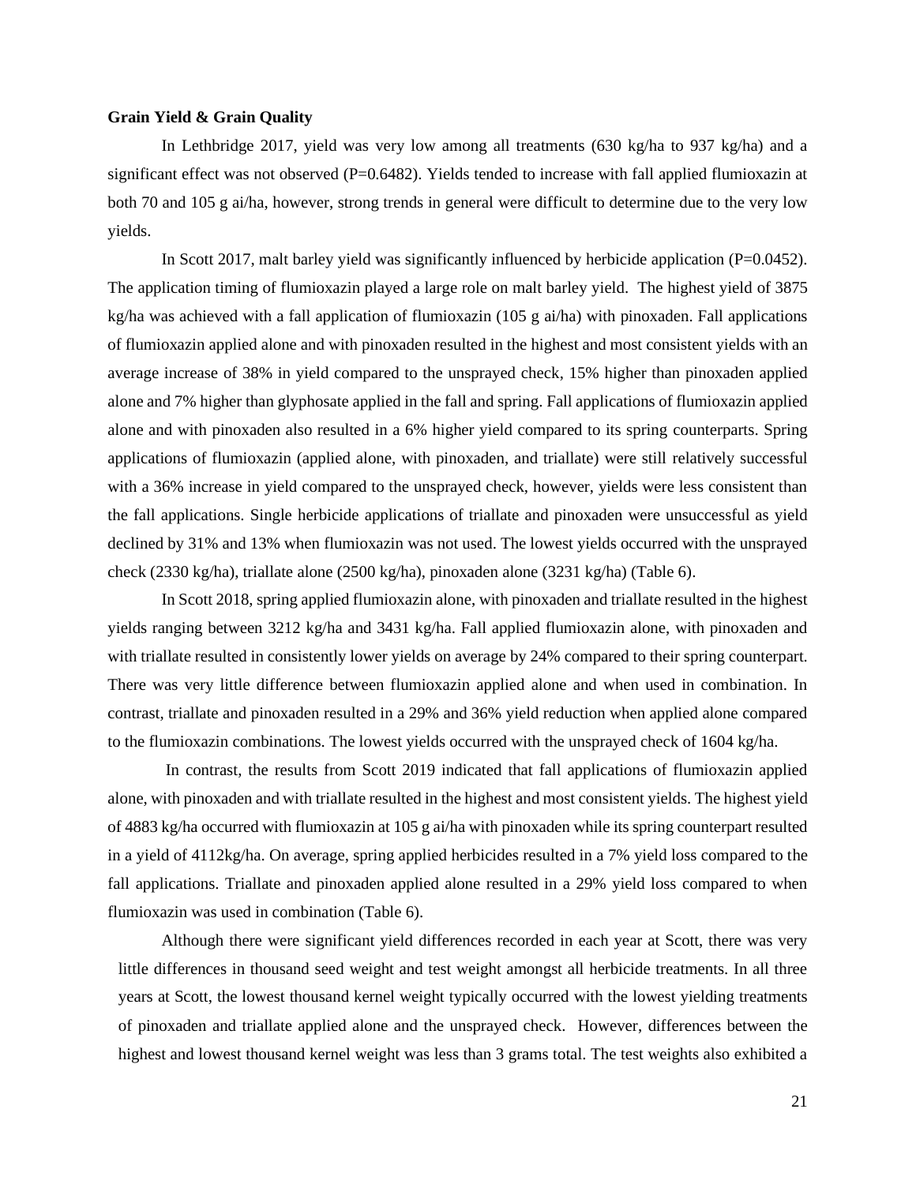**Grain Yield & Grain Quality**

In Lethbridge 2017, yield was very low among all treatments (630 kg/ha to 937 kg/ha) and a significant effect was not observed (P=0.6482). Yields tended to increase with fall applied flumioxazin at both 70 and 105 g ai/ha, however, strong trends in general were difficult to determine due to the very low yields.

In Scott 2017, malt barley yield was significantly influenced by herbicide application (P=0.0452). The application timing of flumioxazin played a large role on malt barley yield. The highest yield of 3875 kg/ha was achieved with a fall application of flumioxazin (105 g ai/ha) with pinoxaden. Fall applications of flumioxazin applied alone and with pinoxaden resulted in the highest and most consistent yields with an average increase of 38% in yield compared to the unsprayed check, 15% higher than pinoxaden applied alone and 7% higher than glyphosate applied in the fall and spring. Fall applications of flumioxazin applied alone and with pinoxaden also resulted in a 6% higher yield compared to its spring counterparts. Spring applications of flumioxazin (applied alone, with pinoxaden, and triallate) were still relatively successful with a 36% increase in yield compared to the unsprayed check, however, yields were less consistent than the fall applications. Single herbicide applications of triallate and pinoxaden were unsuccessful as yield declined by 31% and 13% when flumioxazin was not used. The lowest yields occurred with the unsprayed check (2330 kg/ha), triallate alone (2500 kg/ha), pinoxaden alone (3231 kg/ha) (Table 6).

In Scott 2018, spring applied flumioxazin alone, with pinoxaden and triallate resulted in the highest yields ranging between 3212 kg/ha and 3431 kg/ha. Fall applied flumioxazin alone, with pinoxaden and with triallate resulted in consistently lower yields on average by 24% compared to their spring counterpart. There was very little difference between flumioxazin applied alone and when used in combination. In contrast, triallate and pinoxaden resulted in a 29% and 36% yield reduction when applied alone compared to the flumioxazin combinations. The lowest yields occurred with the unsprayed check of 1604 kg/ha.

In contrast, the results from Scott 2019 indicated that fall applications of flumioxazin applied alone, with pinoxaden and with triallate resulted in the highest and most consistent yields. The highest yield of 4883 kg/ha occurred with flumioxazin at 105 g ai/ha with pinoxaden while its spring counterpart resulted in a yield of 4112kg/ha. On average, spring applied herbicides resulted in a 7% yield loss compared to the fall applications. Triallate and pinoxaden applied alone resulted in a 29% yield loss compared to when flumioxazin was used in combination (Table 6).

Although there were significant yield differences recorded in each year at Scott, there was very little differences in thousand seed weight and test weight amongst all herbicide treatments. In all three years at Scott, the lowest thousand kernel weight typically occurred with the lowest yielding treatments of pinoxaden and triallate applied alone and the unsprayed check. However, differences between the highest and lowest thousand kernel weight was less than 3 grams total. The test weights also exhibited a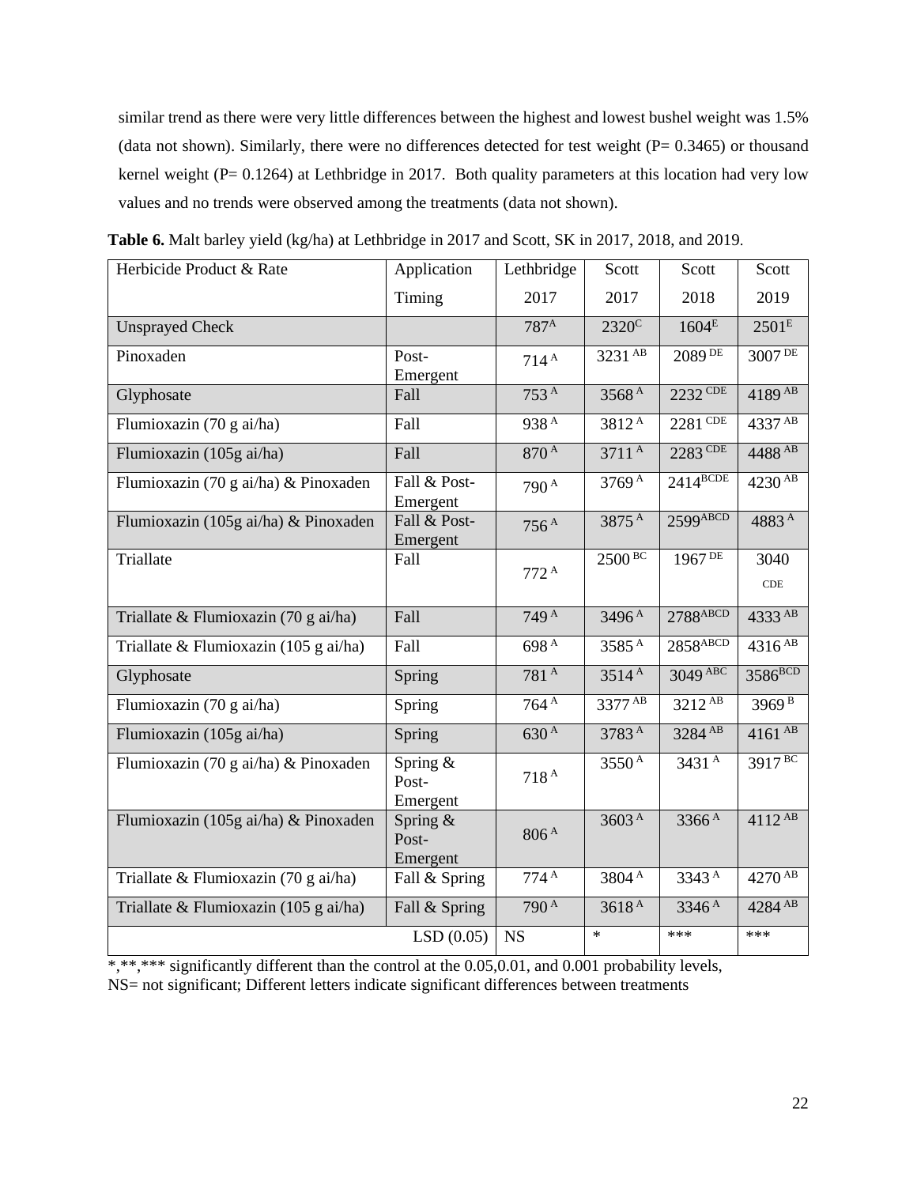similar trend as there were very little differences between the highest and lowest bushel weight was 1.5% (data not shown). Similarly, there were no differences detected for test weight (P= 0.3465) or thousand kernel weight (P= 0.1264) at Lethbridge in 2017. Both quality parameters at this location had very low values and no trends were observed among the treatments (data not shown).

**Table 6.** Malt barley yield (kg/ha) at Lethbridge in 2017 and Scott, SK in 2017, 2018, and 2019.

| Herbicide Product & Rate | Application Timing | Lethbridge 2017 | Scott 2017 | Scott 2018 | Scott 2019 |
|---|---|---|---|---|---|
| Unsprayed Check | | 787 A | 2320 C | 1604 E | 2501 E |
| Pinoxaden | Post-Emergent | 714 A | 3231 AB | 2089 DE | 3007 DE |
| Glyphosate | Fall | 753 A | 3568 A | 2232 CDE | 4189 AB |
| Flumioxazin (70 g ai/ha) | Fall | 938 A | 3812 A | 2281 CDE | 4337 AB |
| Flumioxazin (105g ai/ha) | Fall | 870 A | 3711 A | 2283 CDE | 4488 AB |
| Flumioxazin (70 g ai/ha) & Pinoxaden | Fall & Post-Emergent | 790 A | 3769 A | 2414 BCDE | 4230 AB |
| Flumioxazin (105g ai/ha) & Pinoxaden | Fall & Post-Emergent | 756 A | 3875 A | 2599 ABCD | 4883 A |
| Triallate | Fall | 772 A | 2500 BC | 1967 DE | 3040 CDE |
| Triallate & Flumioxazin (70 g ai/ha) | Fall | 749 A | 3496 A | 2788 ABCD | 4333 AB |
| Triallate & Flumioxazin (105 g ai/ha) | Fall | 698 A | 3585 A | 2858 ABCD | 4316 AB |
| Glyphosate | Spring | 781 A | 3514 A | 3049 ABC | 3586 BCD |
| Flumioxazin (70 g ai/ha) | Spring | 764 A | 3377 AB | 3212 AB | 3969 B |
| Flumioxazin (105g ai/ha) | Spring | 630 A | 3783 A | 3284 AB | 4161 AB |
| Flumioxazin (70 g ai/ha) & Pinoxaden | Spring & Post-Emergent | 718 A | 3550 A | 3431 A | 3917 BC |
| Flumioxazin (105g ai/ha) & Pinoxaden | Spring & Post-Emergent | 806 A | 3603 A | 3366 A | 4112 AB |
| Triallate & Flumioxazin (70 g ai/ha) | Fall & Spring | 774 A | 3804 A | 3343 A | 4270 AB |
| Triallate & Flumioxazin (105 g ai/ha) | Fall & Spring | 790 A | 3618 A | 3346 A | 4284 AB |
| | LSD (0.05) | NS | * | *** | *** |

*,**,*** significantly different than the control at the 0.05,0.01, and 0.001 probability levels,
NS= not significant; Different letters indicate significant differences between treatments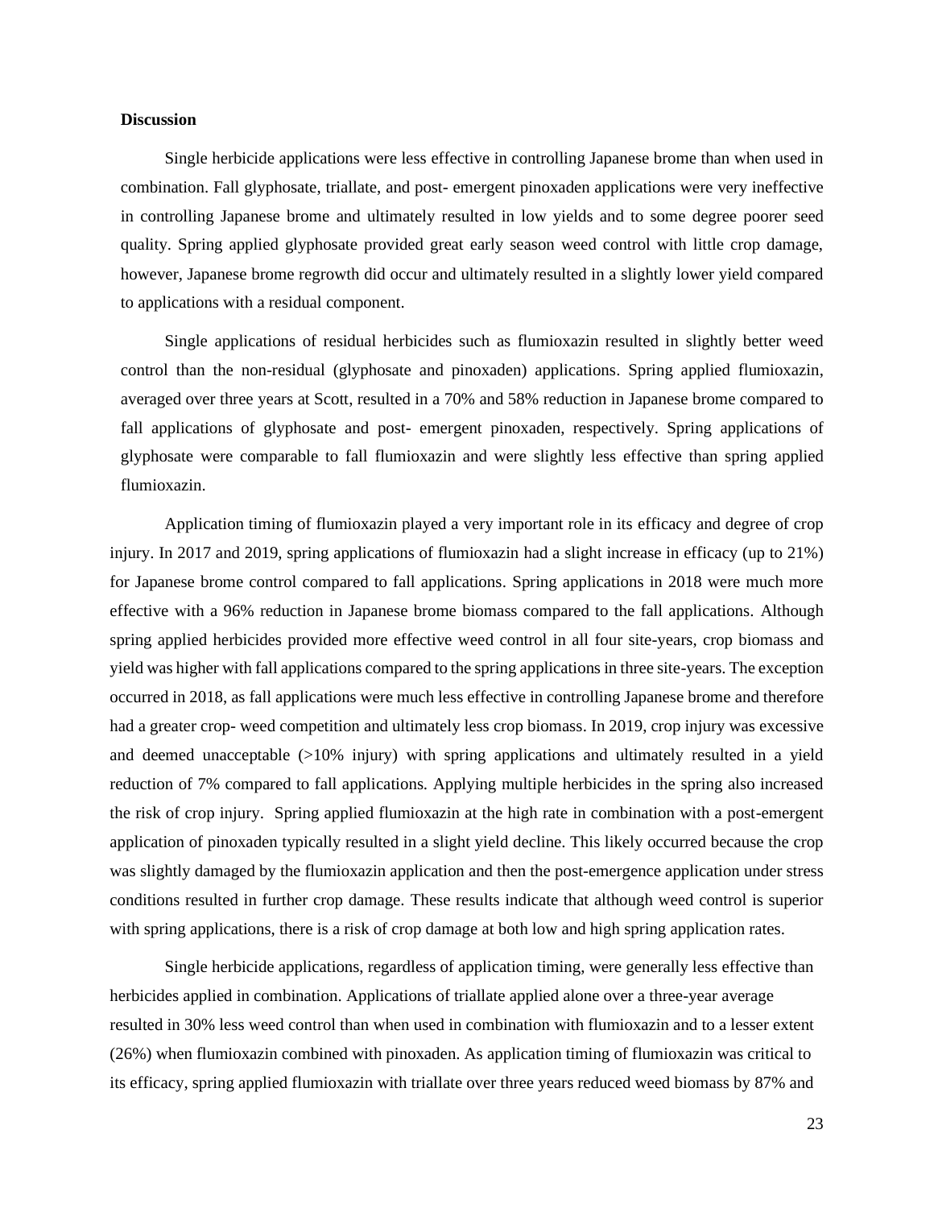**Discussion**

Single herbicide applications were less effective in controlling Japanese brome than when used in combination. Fall glyphosate, triallate, and post- emergent pinoxaden applications were very ineffective in controlling Japanese brome and ultimately resulted in low yields and to some degree poorer seed quality. Spring applied glyphosate provided great early season weed control with little crop damage, however, Japanese brome regrowth did occur and ultimately resulted in a slightly lower yield compared to applications with a residual component.

Single applications of residual herbicides such as flumioxazin resulted in slightly better weed control than the non-residual (glyphosate and pinoxaden) applications. Spring applied flumioxazin, averaged over three years at Scott, resulted in a 70% and 58% reduction in Japanese brome compared to fall applications of glyphosate and post- emergent pinoxaden, respectively. Spring applications of glyphosate were comparable to fall flumioxazin and were slightly less effective than spring applied flumioxazin.

Application timing of flumioxazin played a very important role in its efficacy and degree of crop injury. In 2017 and 2019, spring applications of flumioxazin had a slight increase in efficacy (up to 21%) for Japanese brome control compared to fall applications. Spring applications in 2018 were much more effective with a 96% reduction in Japanese brome biomass compared to the fall applications. Although spring applied herbicides provided more effective weed control in all four site-years, crop biomass and yield was higher with fall applications compared to the spring applications in three site-years. The exception occurred in 2018, as fall applications were much less effective in controlling Japanese brome and therefore had a greater crop- weed competition and ultimately less crop biomass. In 2019, crop injury was excessive and deemed unacceptable (>10% injury) with spring applications and ultimately resulted in a yield reduction of 7% compared to fall applications. Applying multiple herbicides in the spring also increased the risk of crop injury. Spring applied flumioxazin at the high rate in combination with a post-emergent application of pinoxaden typically resulted in a slight yield decline. This likely occurred because the crop was slightly damaged by the flumioxazin application and then the post-emergence application under stress conditions resulted in further crop damage. These results indicate that although weed control is superior with spring applications, there is a risk of crop damage at both low and high spring application rates.

Single herbicide applications, regardless of application timing, were generally less effective than herbicides applied in combination. Applications of triallate applied alone over a three-year average resulted in 30% less weed control than when used in combination with flumioxazin and to a lesser extent (26%) when flumioxazin combined with pinoxaden. As application timing of flumioxazin was critical to its efficacy, spring applied flumioxazin with triallate over three years reduced weed biomass by 87% and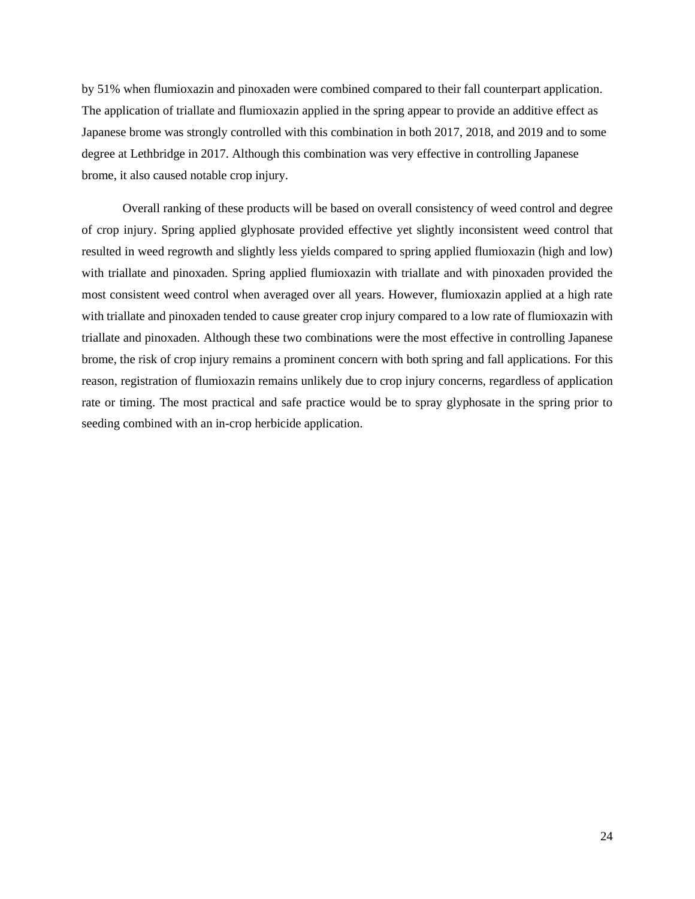by 51% when flumioxazin and pinoxaden were combined compared to their fall counterpart application. The application of triallate and flumioxazin applied in the spring appear to provide an additive effect as Japanese brome was strongly controlled with this combination in both 2017, 2018, and 2019 and to some degree at Lethbridge in 2017. Although this combination was very effective in controlling Japanese brome, it also caused notable crop injury.

Overall ranking of these products will be based on overall consistency of weed control and degree of crop injury. Spring applied glyphosate provided effective yet slightly inconsistent weed control that resulted in weed regrowth and slightly less yields compared to spring applied flumioxazin (high and low) with triallate and pinoxaden. Spring applied flumioxazin with triallate and with pinoxaden provided the most consistent weed control when averaged over all years. However, flumioxazin applied at a high rate with triallate and pinoxaden tended to cause greater crop injury compared to a low rate of flumioxazin with triallate and pinoxaden. Although these two combinations were the most effective in controlling Japanese brome, the risk of crop injury remains a prominent concern with both spring and fall applications. For this reason, registration of flumioxazin remains unlikely due to crop injury concerns, regardless of application rate or timing. The most practical and safe practice would be to spray glyphosate in the spring prior to seeding combined with an in-crop herbicide application.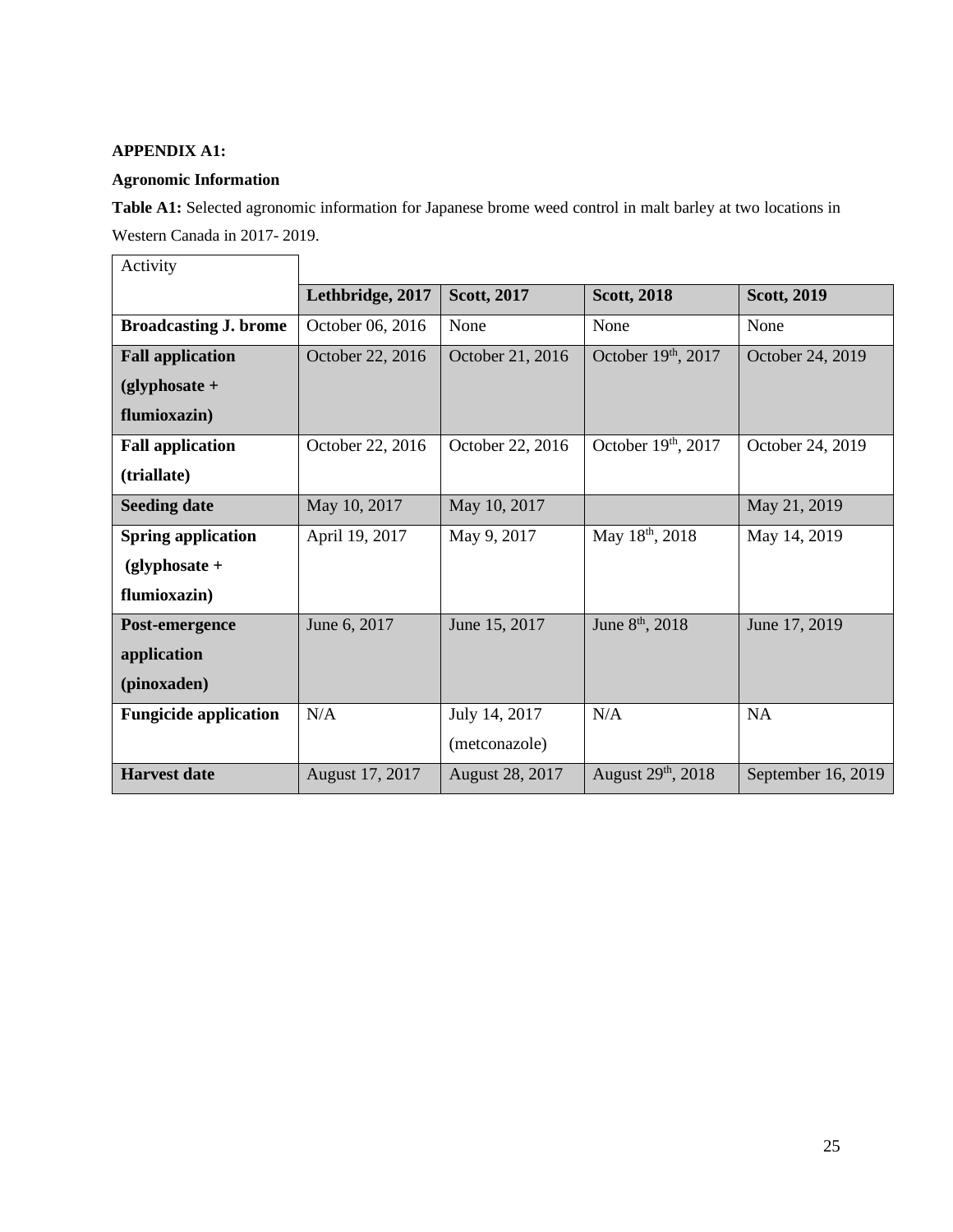**APPENDIX A1:**

**Agronomic Information**

**Table A1:** Selected agronomic information for Japanese brome weed control in malt barley at two locations in Western Canada in 2017- 2019.

| Activity | Lethbridge, 2017 | Scott, 2017 | Scott, 2018 | Scott, 2019 |
|---|---|---|---|---|
| **Broadcasting J. brome** | October 06, 2016 | None | None | None |
| **Fall application (glyphosate + flumioxazin)** | October 22, 2016 | October 21, 2016 | October 19th, 2017 | October 24, 2019 |
| **Fall application (triallate)** | October 22, 2016 | October 22, 2016 | October 19th, 2017 | October 24, 2019 |
| **Seeding date** | May 10, 2017 | May 10, 2017 | | May 21, 2019 |
| **Spring application (glyphosate + flumioxazin)** | April 19, 2017 | May 9, 2017 | May 18th, 2018 | May 14, 2019 |
| **Post-emergence application (pinoxaden)** | June 6, 2017 | June 15, 2017 | June 8th, 2018 | June 17, 2019 |
| **Fungicide application** | N/A | July 14, 2017 (metconazole) | N/A | NA |
| **Harvest date** | August 17, 2017 | August 28, 2017 | August 29th, 2018 | September 16, 2019 |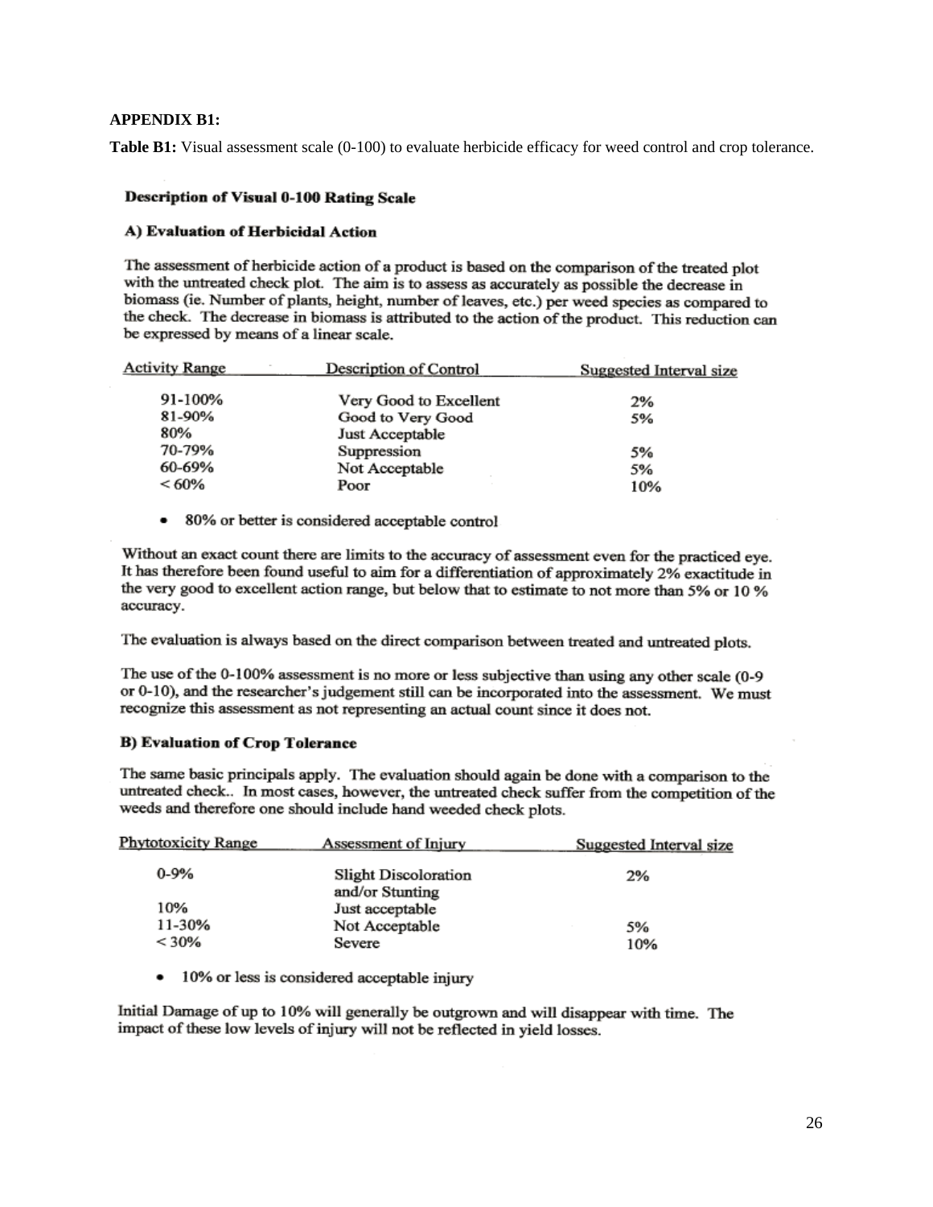**APPENDIX B1:**

**Table B1:** Visual assessment scale (0-100) to evaluate herbicide efficacy for weed control and crop tolerance.

**Description of Visual 0-100 Rating Scale**

**A) Evaluation of Herbicidal Action**

The assessment of herbicide action of a product is based on the comparison of the treated plot with the untreated check plot. The aim is to assess as accurately as possible the decrease in biomass (ie. Number of plants, height, number of leaves, etc.) per weed species as compared to the check. The decrease in biomass is attributed to the action of the product. This reduction can be expressed by means of a linear scale.

| Activity Range | Description of Control | Suggested Interval size |
|---|---|---|
| 91-100% | Very Good to Excellent | 2% |
| 81-90% | Good to Very Good | 5% |
| 80% | Just Acceptable | |
| 70-79% | Suppression | 5% |
| 60-69% | Not Acceptable | 5% |
| < 60% | Poor | 10% |

- 80% or better is considered acceptable control

Without an exact count there are limits to the accuracy of assessment even for the practiced eye. It has therefore been found useful to aim for a differentiation of approximately 2% exactitude in the very good to excellent action range, but below that to estimate to not more than 5% or 10 % accuracy.

The evaluation is always based on the direct comparison between treated and untreated plots.

The use of the 0-100% assessment is no more or less subjective than using any other scale (0-9 or 0-10), and the researcher's judgement still can be incorporated into the assessment. We must recognize this assessment as not representing an actual count since it does not.

**B) Evaluation of Crop Tolerance**

The same basic principals apply. The evaluation should again be done with a comparison to the untreated check.. In most cases, however, the untreated check suffer from the competition of the weeds and therefore one should include hand weeded check plots.

| Phytotoxicity Range | Assessment of Injury | Suggested Interval size |
|---|---|---|
| 0-9% | Slight Discoloration and/or Stunting | 2% |
| 10% | Just acceptable | |
| 11-30% | Not Acceptable | 5% |
| < 30% | Severe | 10% |

- 10% or less is considered acceptable injury

Initial Damage of up to 10% will generally be outgrown and will disappear with time. The impact of these low levels of injury will not be reflected in yield losses.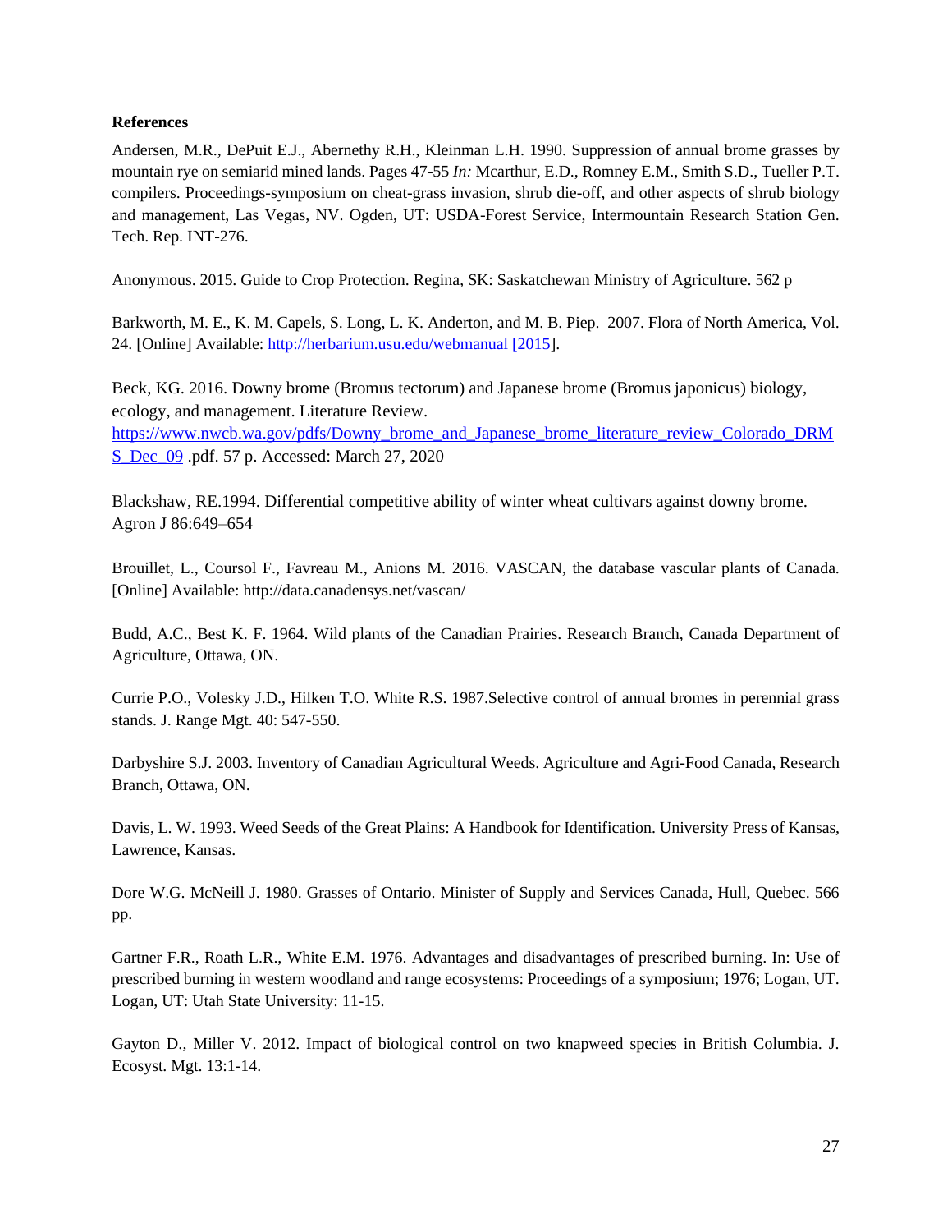**References**

Andersen, M.R., DePuit E.J., Abernethy R.H., Kleinman L.H. 1990. Suppression of annual brome grasses by mountain rye on semiarid mined lands. Pages 47-55 *In:* Mcarthur, E.D., Romney E.M., Smith S.D., Tueller P.T. compilers. Proceedings-symposium on cheat-grass invasion, shrub die-off, and other aspects of shrub biology and management, Las Vegas, NV. Ogden, UT: USDA-Forest Service, Intermountain Research Station Gen. Tech. Rep. INT-276.

Anonymous. 2015. Guide to Crop Protection. Regina, SK: Saskatchewan Ministry of Agriculture. 562 p

Barkworth, M. E., K. M. Capels, S. Long, L. K. Anderton, and M. B. Piep. 2007. Flora of North America, Vol. 24. [Online] Available: http://herbarium.usu.edu/webmanual [2015].

Beck, KG. 2016. Downy brome (Bromus tectorum) and Japanese brome (Bromus japonicus) biology, ecology, and management. Literature Review. https://www.nwcb.wa.gov/pdfs/Downy_brome_and_Japanese_brome_literature_review_Colorado_DRMS_Dec_09 .pdf. 57 p. Accessed: March 27, 2020

Blackshaw, RE.1994. Differential competitive ability of winter wheat cultivars against downy brome. Agron J 86:649–654

Brouillet, L., Coursol F., Favreau M., Anions M. 2016. VASCAN, the database vascular plants of Canada. [Online] Available: http://data.canadensys.net/vascan/

Budd, A.C., Best K. F. 1964. Wild plants of the Canadian Prairies. Research Branch, Canada Department of Agriculture, Ottawa, ON.

Currie P.O., Volesky J.D., Hilken T.O. White R.S. 1987.Selective control of annual bromes in perennial grass stands. J. Range Mgt. 40: 547-550.

Darbyshire S.J. 2003. Inventory of Canadian Agricultural Weeds. Agriculture and Agri-Food Canada, Research Branch, Ottawa, ON.

Davis, L. W. 1993. Weed Seeds of the Great Plains: A Handbook for Identification. University Press of Kansas, Lawrence, Kansas.

Dore W.G. McNeill J. 1980. Grasses of Ontario. Minister of Supply and Services Canada, Hull, Quebec. 566 pp.

Gartner F.R., Roath L.R., White E.M. 1976. Advantages and disadvantages of prescribed burning. In: Use of prescribed burning in western woodland and range ecosystems: Proceedings of a symposium; 1976; Logan, UT. Logan, UT: Utah State University: 11-15.

Gayton D., Miller V. 2012. Impact of biological control on two knapweed species in British Columbia. J. Ecosyst. Mgt. 13:1-14.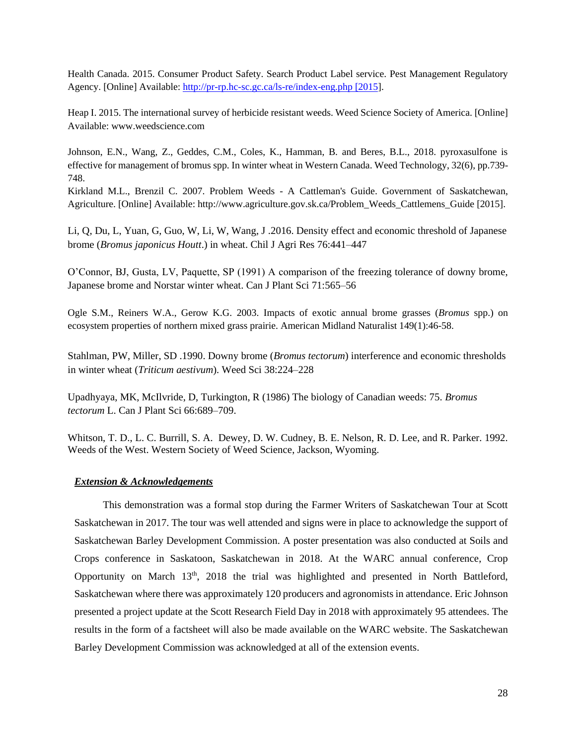Health Canada. 2015. Consumer Product Safety. Search Product Label service. Pest Management Regulatory Agency. [Online] Available: http://pr-rp.hc-sc.gc.ca/ls-re/index-eng.php [2015].

Heap I. 2015. The international survey of herbicide resistant weeds. Weed Science Society of America. [Online] Available: www.weedscience.com

Johnson, E.N., Wang, Z., Geddes, C.M., Coles, K., Hamman, B. and Beres, B.L., 2018. pyroxasulfone is effective for management of bromus spp. In winter wheat in Western Canada. Weed Technology, 32(6), pp.739-748.

Kirkland M.L., Brenzil C. 2007. Problem Weeds - A Cattleman's Guide. Government of Saskatchewan, Agriculture. [Online] Available: http://www.agriculture.gov.sk.ca/Problem_Weeds_Cattlemens_Guide [2015].

Li, Q, Du, L, Yuan, G, Guo, W, Li, W, Wang, J .2016. Density effect and economic threshold of Japanese brome (*Bromus japonicus Houtt*.) in wheat. Chil J Agri Res 76:441–447

O'Connor, BJ, Gusta, LV, Paquette, SP (1991) A comparison of the freezing tolerance of downy brome, Japanese brome and Norstar winter wheat. Can J Plant Sci 71:565–56

Ogle S.M., Reiners W.A., Gerow K.G. 2003. Impacts of exotic annual brome grasses (*Bromus* spp.) on ecosystem properties of northern mixed grass prairie. American Midland Naturalist 149(1):46-58.

Stahlman, PW, Miller, SD .1990. Downy brome (*Bromus tectorum*) interference and economic thresholds in winter wheat (*Triticum aestivum*). Weed Sci 38:224–228

Upadhyaya, MK, McIlvride, D, Turkington, R (1986) The biology of Canadian weeds: 75. *Bromus tectorum* L. Can J Plant Sci 66:689–709.

Whitson, T. D., L. C. Burrill, S. A. Dewey, D. W. Cudney, B. E. Nelson, R. D. Lee, and R. Parker. 1992. Weeds of the West. Western Society of Weed Science, Jackson, Wyoming.

## ***Extension & Acknowledgements***

This demonstration was a formal stop during the Farmer Writers of Saskatchewan Tour at Scott Saskatchewan in 2017. The tour was well attended and signs were in place to acknowledge the support of Saskatchewan Barley Development Commission. A poster presentation was also conducted at Soils and Crops conference in Saskatoon, Saskatchewan in 2018. At the WARC annual conference, Crop Opportunity on March 13th, 2018 the trial was highlighted and presented in North Battleford, Saskatchewan where there was approximately 120 producers and agronomists in attendance. Eric Johnson presented a project update at the Scott Research Field Day in 2018 with approximately 95 attendees. The results in the form of a factsheet will also be made available on the WARC website. The Saskatchewan Barley Development Commission was acknowledged at all of the extension events.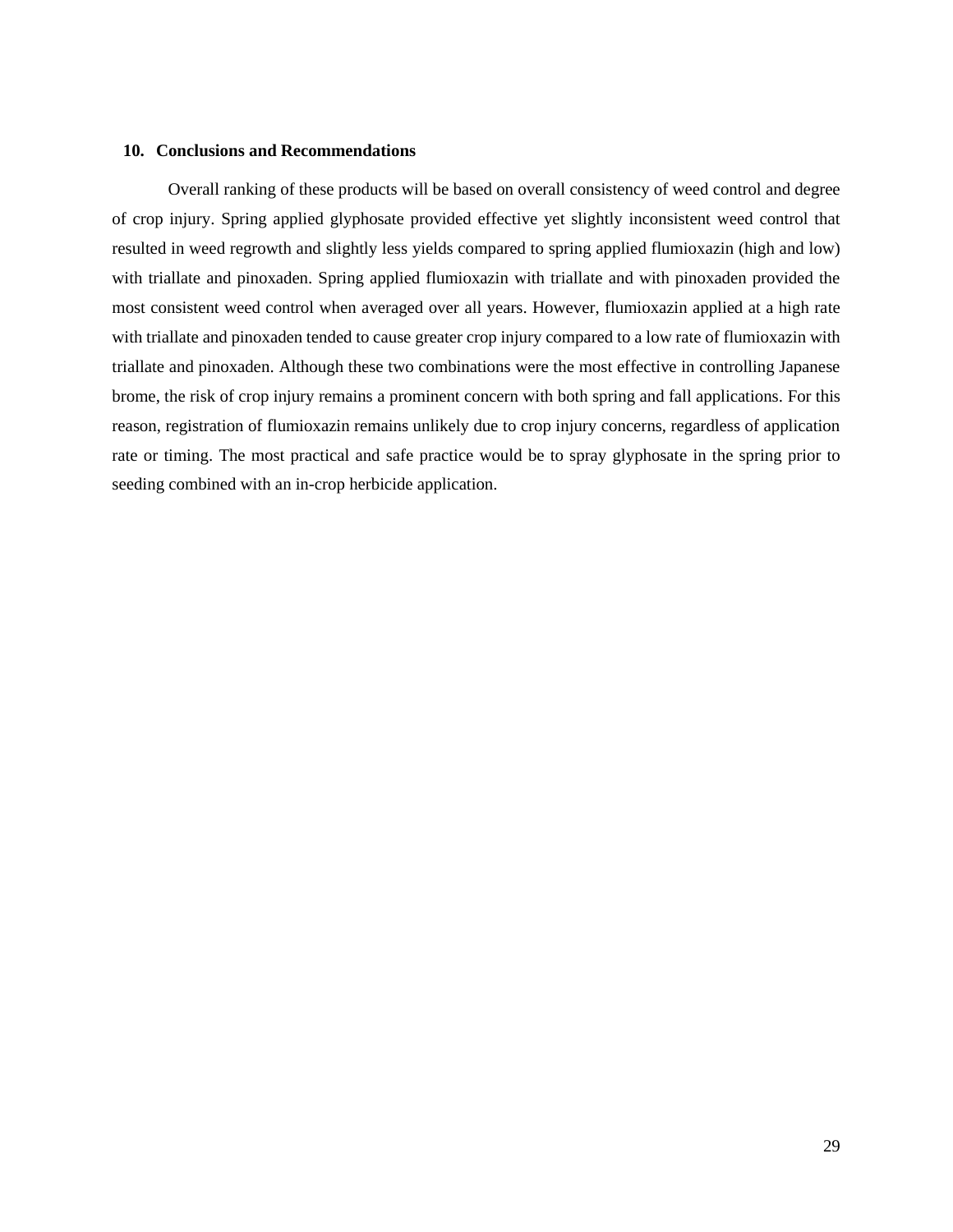## 10. Conclusions and Recommendations

Overall ranking of these products will be based on overall consistency of weed control and degree of crop injury. Spring applied glyphosate provided effective yet slightly inconsistent weed control that resulted in weed regrowth and slightly less yields compared to spring applied flumioxazin (high and low) with triallate and pinoxaden. Spring applied flumioxazin with triallate and with pinoxaden provided the most consistent weed control when averaged over all years. However, flumioxazin applied at a high rate with triallate and pinoxaden tended to cause greater crop injury compared to a low rate of flumioxazin with triallate and pinoxaden. Although these two combinations were the most effective in controlling Japanese brome, the risk of crop injury remains a prominent concern with both spring and fall applications. For this reason, registration of flumioxazin remains unlikely due to crop injury concerns, regardless of application rate or timing. The most practical and safe practice would be to spray glyphosate in the spring prior to seeding combined with an in-crop herbicide application.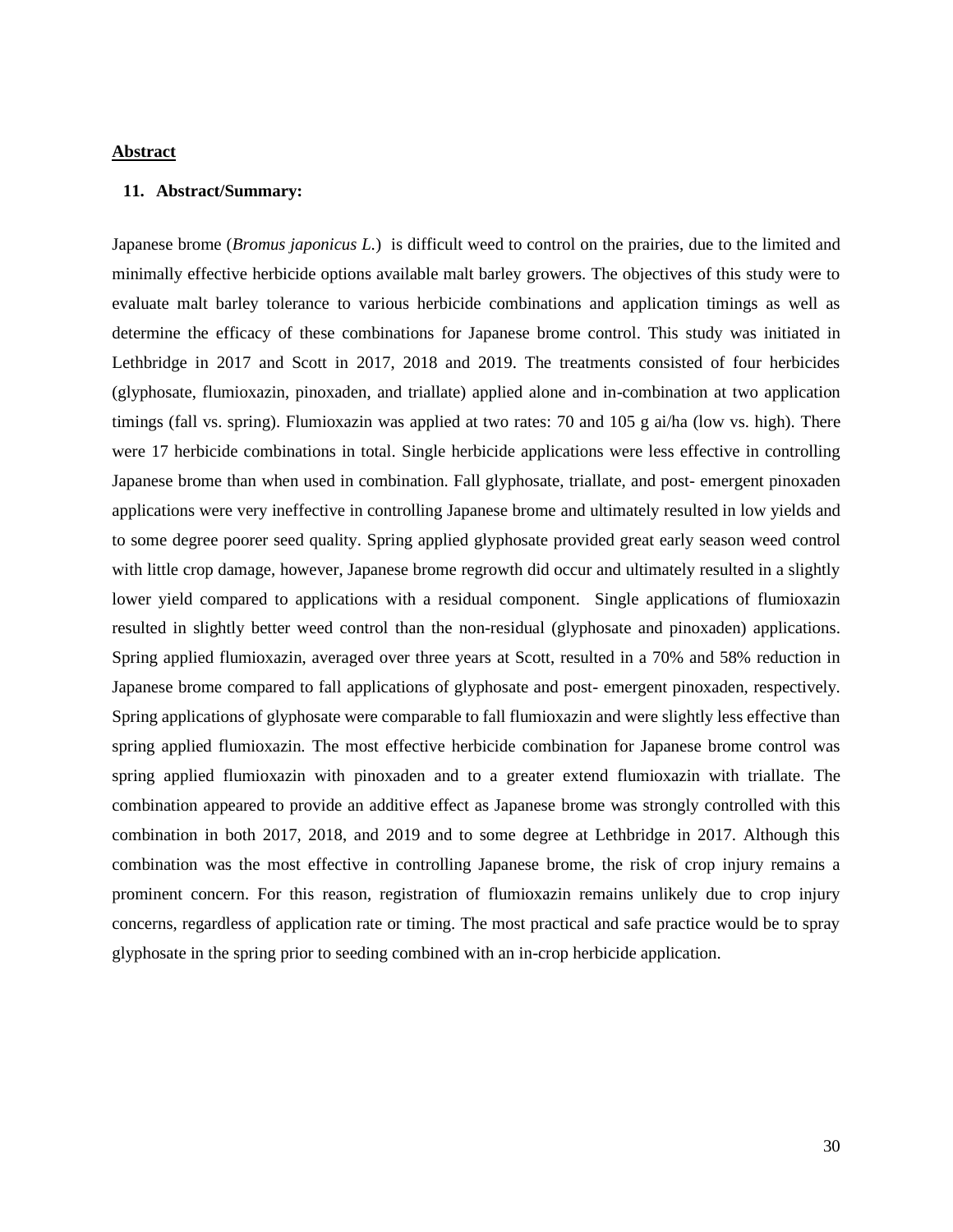## Abstract

### 11. Abstract/Summary:

Japanese brome (*Bromus japonicus L.*) is difficult weed to control on the prairies, due to the limited and minimally effective herbicide options available malt barley growers. The objectives of this study were to evaluate malt barley tolerance to various herbicide combinations and application timings as well as determine the efficacy of these combinations for Japanese brome control. This study was initiated in Lethbridge in 2017 and Scott in 2017, 2018 and 2019. The treatments consisted of four herbicides (glyphosate, flumioxazin, pinoxaden, and triallate) applied alone and in-combination at two application timings (fall vs. spring). Flumioxazin was applied at two rates: 70 and 105 g ai/ha (low vs. high). There were 17 herbicide combinations in total. Single herbicide applications were less effective in controlling Japanese brome than when used in combination. Fall glyphosate, triallate, and post- emergent pinoxaden applications were very ineffective in controlling Japanese brome and ultimately resulted in low yields and to some degree poorer seed quality. Spring applied glyphosate provided great early season weed control with little crop damage, however, Japanese brome regrowth did occur and ultimately resulted in a slightly lower yield compared to applications with a residual component. Single applications of flumioxazin resulted in slightly better weed control than the non-residual (glyphosate and pinoxaden) applications. Spring applied flumioxazin, averaged over three years at Scott, resulted in a 70% and 58% reduction in Japanese brome compared to fall applications of glyphosate and post- emergent pinoxaden, respectively. Spring applications of glyphosate were comparable to fall flumioxazin and were slightly less effective than spring applied flumioxazin. The most effective herbicide combination for Japanese brome control was spring applied flumioxazin with pinoxaden and to a greater extend flumioxazin with triallate. The combination appeared to provide an additive effect as Japanese brome was strongly controlled with this combination in both 2017, 2018, and 2019 and to some degree at Lethbridge in 2017. Although this combination was the most effective in controlling Japanese brome, the risk of crop injury remains a prominent concern. For this reason, registration of flumioxazin remains unlikely due to crop injury concerns, regardless of application rate or timing. The most practical and safe practice would be to spray glyphosate in the spring prior to seeding combined with an in-crop herbicide application.